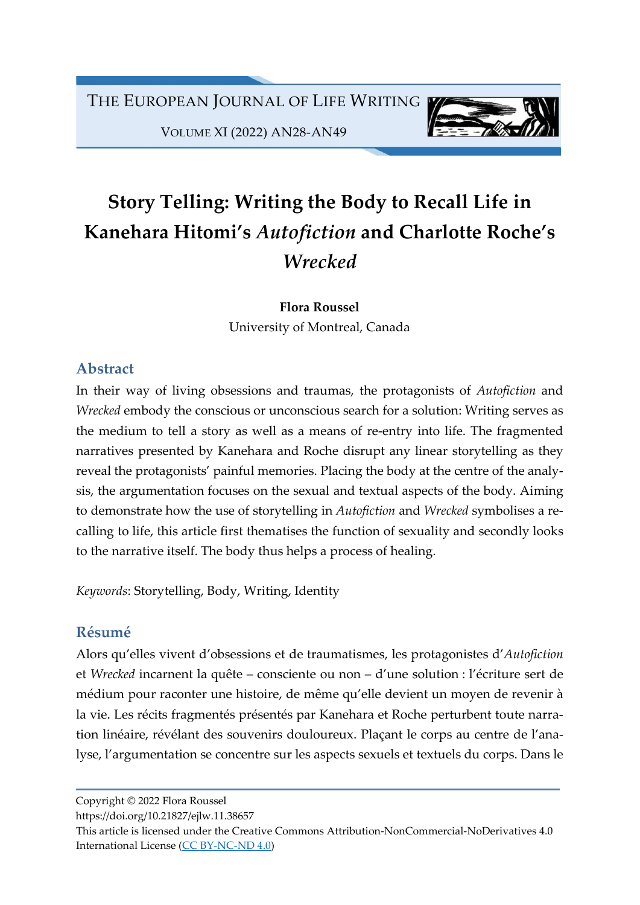# Story Telling: Writing the Body to Recall Life in Kanehara Hitomi's *Autofiction* and Charlotte Roche's *Wrecked*

**Flora Roussel**
University of Montreal, Canada

## Abstract

In their way of living obsessions and traumas, the protagonists of *Autofiction* and *Wrecked* embody the conscious or unconscious search for a solution: Writing serves as the medium to tell a story as well as a means of re-entry into life. The fragmented narratives presented by Kanehara and Roche disrupt any linear storytelling as they reveal the protagonists' painful memories. Placing the body at the centre of the analysis, the argumentation focuses on the sexual and textual aspects of the body. Aiming to demonstrate how the use of storytelling in *Autofiction* and *Wrecked* symbolises a recalling to life, this article first thematises the function of sexuality and secondly looks to the narrative itself. The body thus helps a process of healing.

*Keywords*: Storytelling, Body, Writing, Identity

## Résumé

Alors qu'elles vivent d'obsessions et de traumatismes, les protagonistes d'*Autofiction* et *Wrecked* incarnent la quête – consciente ou non – d'une solution : l'écriture sert de médium pour raconter une histoire, de même qu'elle devient un moyen de revenir à la vie. Les récits fragmentés présentés par Kanehara et Roche perturbent toute narration linéaire, révélant des souvenirs douloureux. Plaçant le corps au centre de l'analyse, l'argumentation se concentre sur les aspects sexuels et textuels du corps. Dans le

Copyright © 2022 Flora Roussel
https://doi.org/10.21827/ejlw.11.38657
This article is licensed under the Creative Commons Attribution-NonCommercial-NoDerivatives 4.0 International License (CC BY-NC-ND 4.0)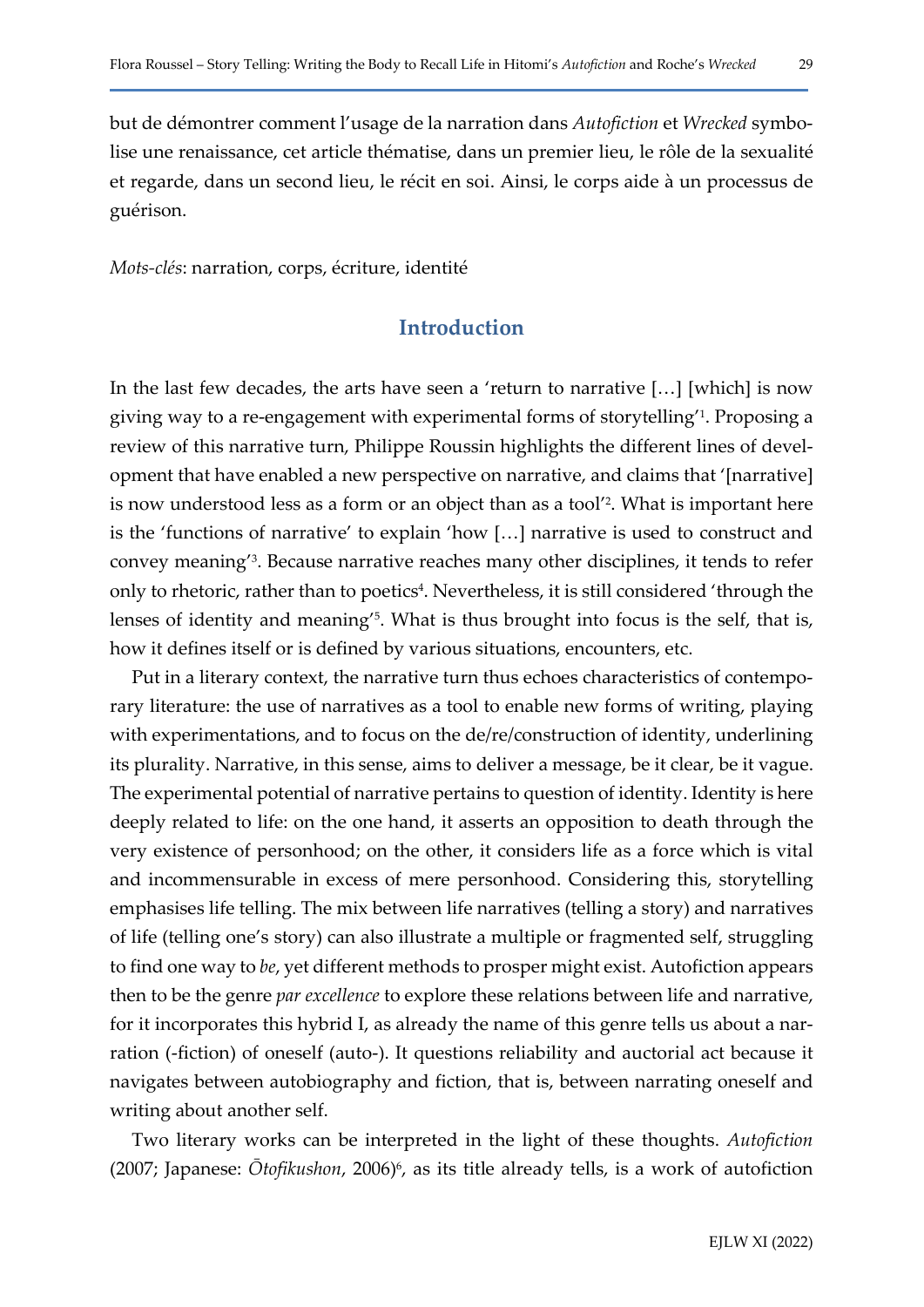but de démontrer comment l'usage de la narration dans *Autofiction* et *Wrecked* symbolise une renaissance, cet article thématise, dans un premier lieu, le rôle de la sexualité et regarde, dans un second lieu, le récit en soi. Ainsi, le corps aide à un processus de guérison.

*Mots-clés*: narration, corps, écriture, identité

## Introduction

In the last few decades, the arts have seen a 'return to narrative […] [which] is now giving way to a re-engagement with experimental forms of storytelling'[1]. Proposing a review of this narrative turn, Philippe Roussin highlights the different lines of development that have enabled a new perspective on narrative, and claims that '[narrative] is now understood less as a form or an object than as a tool'[2]. What is important here is the 'functions of narrative' to explain 'how […] narrative is used to construct and convey meaning'[3]. Because narrative reaches many other disciplines, it tends to refer only to rhetoric, rather than to poetics[4]. Nevertheless, it is still considered 'through the lenses of identity and meaning'[5]. What is thus brought into focus is the self, that is, how it defines itself or is defined by various situations, encounters, etc.

Put in a literary context, the narrative turn thus echoes characteristics of contemporary literature: the use of narratives as a tool to enable new forms of writing, playing with experimentations, and to focus on the de/re/construction of identity, underlining its plurality. Narrative, in this sense, aims to deliver a message, be it clear, be it vague. The experimental potential of narrative pertains to question of identity. Identity is here deeply related to life: on the one hand, it asserts an opposition to death through the very existence of personhood; on the other, it considers life as a force which is vital and incommensurable in excess of mere personhood. Considering this, storytelling emphasises life telling. The mix between life narratives (telling a story) and narratives of life (telling one's story) can also illustrate a multiple or fragmented self, struggling to find one way to *be*, yet different methods to prosper might exist. Autofiction appears then to be the genre *par excellence* to explore these relations between life and narrative, for it incorporates this hybrid I, as already the name of this genre tells us about a narration (-fiction) of oneself (auto-). It questions reliability and auctorial act because it navigates between autobiography and fiction, that is, between narrating oneself and writing about another self.

Two literary works can be interpreted in the light of these thoughts. *Autofiction* (2007; Japanese: *Ōtofikushon*, 2006)[6], as its title already tells, is a work of autofiction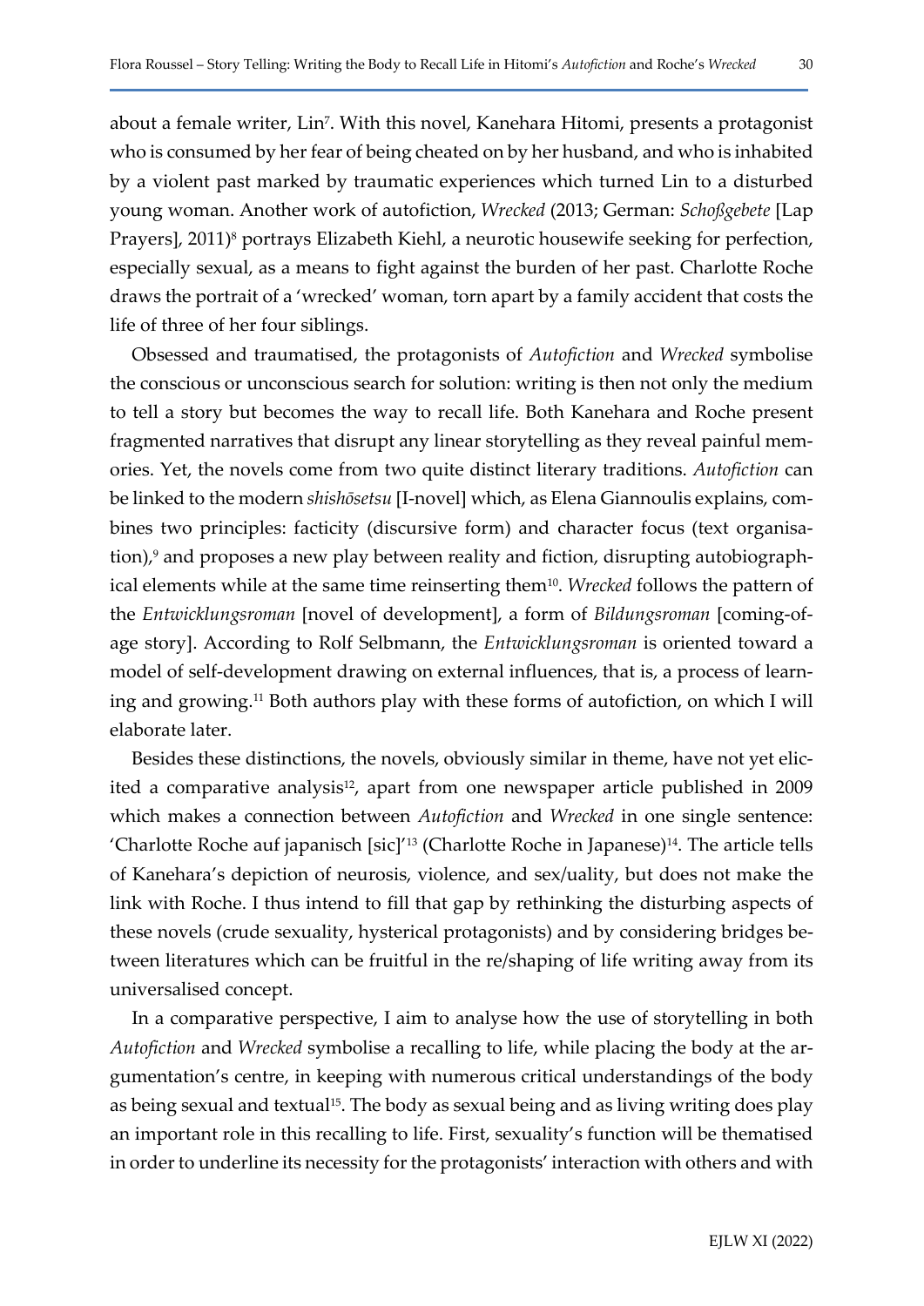about a female writer, Lin[7]. With this novel, Kanehara Hitomi, presents a protagonist who is consumed by her fear of being cheated on by her husband, and who is inhabited by a violent past marked by traumatic experiences which turned Lin to a disturbed young woman. Another work of autofiction, *Wrecked* (2013; German: *Schoßgebete* [Lap Prayers], 2011)[8] portrays Elizabeth Kiehl, a neurotic housewife seeking for perfection, especially sexual, as a means to fight against the burden of her past. Charlotte Roche draws the portrait of a 'wrecked' woman, torn apart by a family accident that costs the life of three of her four siblings.

Obsessed and traumatised, the protagonists of *Autofiction* and *Wrecked* symbolise the conscious or unconscious search for solution: writing is then not only the medium to tell a story but becomes the way to recall life. Both Kanehara and Roche present fragmented narratives that disrupt any linear storytelling as they reveal painful memories. Yet, the novels come from two quite distinct literary traditions. *Autofiction* can be linked to the modern *shishōsetsu* [I-novel] which, as Elena Giannoulis explains, combines two principles: facticity (discursive form) and character focus (text organisation),[9] and proposes a new play between reality and fiction, disrupting autobiographical elements while at the same time reinserting them[10]. *Wrecked* follows the pattern of the *Entwicklungsroman* [novel of development], a form of *Bildungsroman* [coming-of-age story]. According to Rolf Selbmann, the *Entwicklungsroman* is oriented toward a model of self-development drawing on external influences, that is, a process of learning and growing.[11] Both authors play with these forms of autofiction, on which I will elaborate later.

Besides these distinctions, the novels, obviously similar in theme, have not yet elicited a comparative analysis[12], apart from one newspaper article published in 2009 which makes a connection between *Autofiction* and *Wrecked* in one single sentence: 'Charlotte Roche auf japanisch [sic]'[13] (Charlotte Roche in Japanese)[14]. The article tells of Kanehara's depiction of neurosis, violence, and sex/uality, but does not make the link with Roche. I thus intend to fill that gap by rethinking the disturbing aspects of these novels (crude sexuality, hysterical protagonists) and by considering bridges between literatures which can be fruitful in the re/shaping of life writing away from its universalised concept.

In a comparative perspective, I aim to analyse how the use of storytelling in both *Autofiction* and *Wrecked* symbolise a recalling to life, while placing the body at the argumentation's centre, in keeping with numerous critical understandings of the body as being sexual and textual[15]. The body as sexual being and as living writing does play an important role in this recalling to life. First, sexuality's function will be thematised in order to underline its necessity for the protagonists' interaction with others and with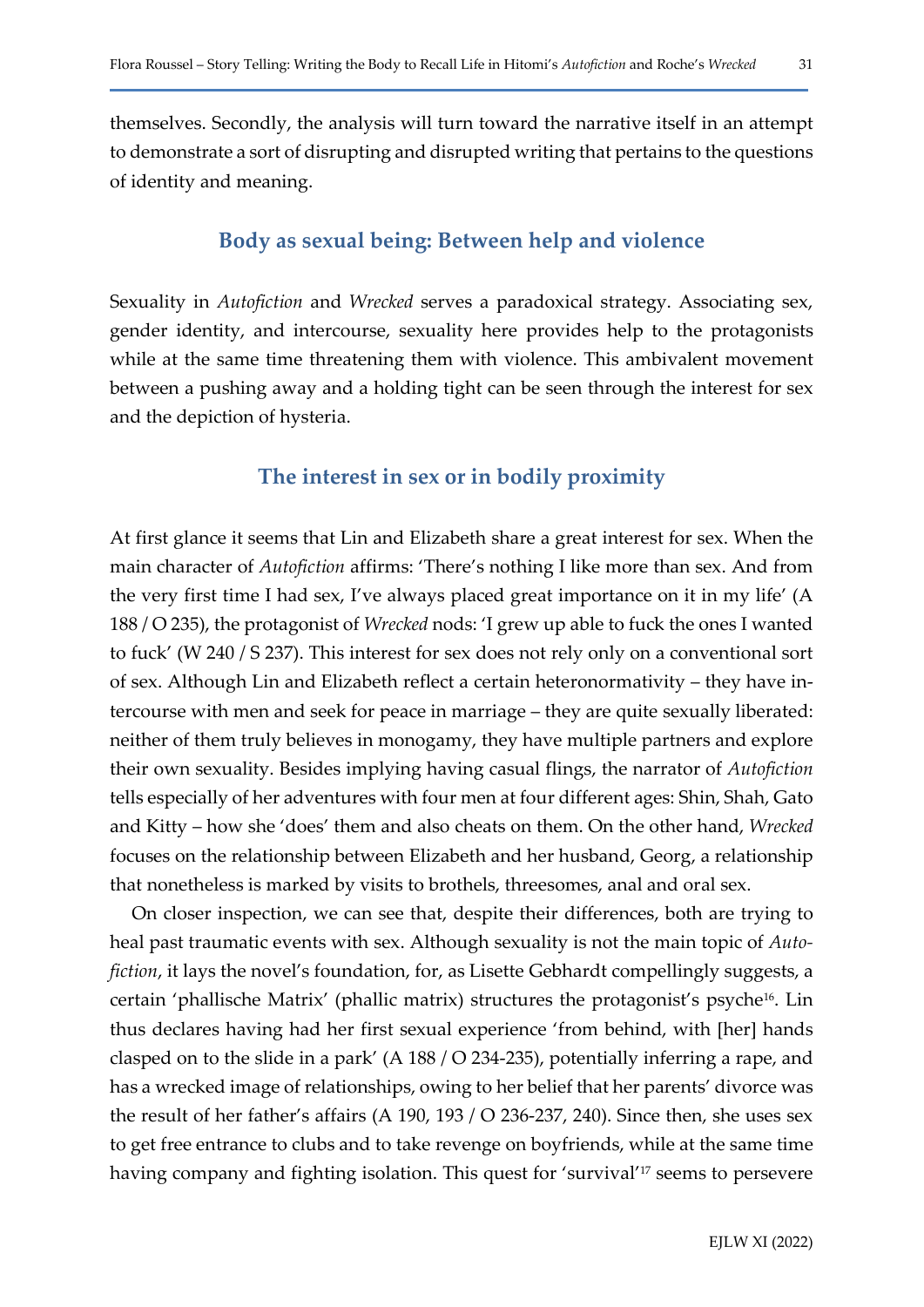themselves. Secondly, the analysis will turn toward the narrative itself in an attempt to demonstrate a sort of disrupting and disrupted writing that pertains to the questions of identity and meaning.

## Body as sexual being: Between help and violence

Sexuality in *Autofiction* and *Wrecked* serves a paradoxical strategy. Associating sex, gender identity, and intercourse, sexuality here provides help to the protagonists while at the same time threatening them with violence. This ambivalent movement between a pushing away and a holding tight can be seen through the interest for sex and the depiction of hysteria.

### The interest in sex or in bodily proximity

At first glance it seems that Lin and Elizabeth share a great interest for sex. When the main character of *Autofiction* affirms: 'There's nothing I like more than sex. And from the very first time I had sex, I've always placed great importance on it in my life' (A 188 / O 235), the protagonist of *Wrecked* nods: 'I grew up able to fuck the ones I wanted to fuck' (W 240 / S 237). This interest for sex does not rely only on a conventional sort of sex. Although Lin and Elizabeth reflect a certain heteronormativity – they have intercourse with men and seek for peace in marriage – they are quite sexually liberated: neither of them truly believes in monogamy, they have multiple partners and explore their own sexuality. Besides implying having casual flings, the narrator of *Autofiction* tells especially of her adventures with four men at four different ages: Shin, Shah, Gato and Kitty – how she 'does' them and also cheats on them. On the other hand, *Wrecked* focuses on the relationship between Elizabeth and her husband, Georg, a relationship that nonetheless is marked by visits to brothels, threesomes, anal and oral sex.

On closer inspection, we can see that, despite their differences, both are trying to heal past traumatic events with sex. Although sexuality is not the main topic of *Autofiction*, it lays the novel's foundation, for, as Lisette Gebhardt compellingly suggests, a certain 'phallische Matrix' (phallic matrix) structures the protagonist's psyche[16]. Lin thus declares having had her first sexual experience 'from behind, with [her] hands clasped on to the slide in a park' (A 188 / O 234-235), potentially inferring a rape, and has a wrecked image of relationships, owing to her belief that her parents' divorce was the result of her father's affairs (A 190, 193 / O 236-237, 240). Since then, she uses sex to get free entrance to clubs and to take revenge on boyfriends, while at the same time having company and fighting isolation. This quest for 'survival'[17] seems to persevere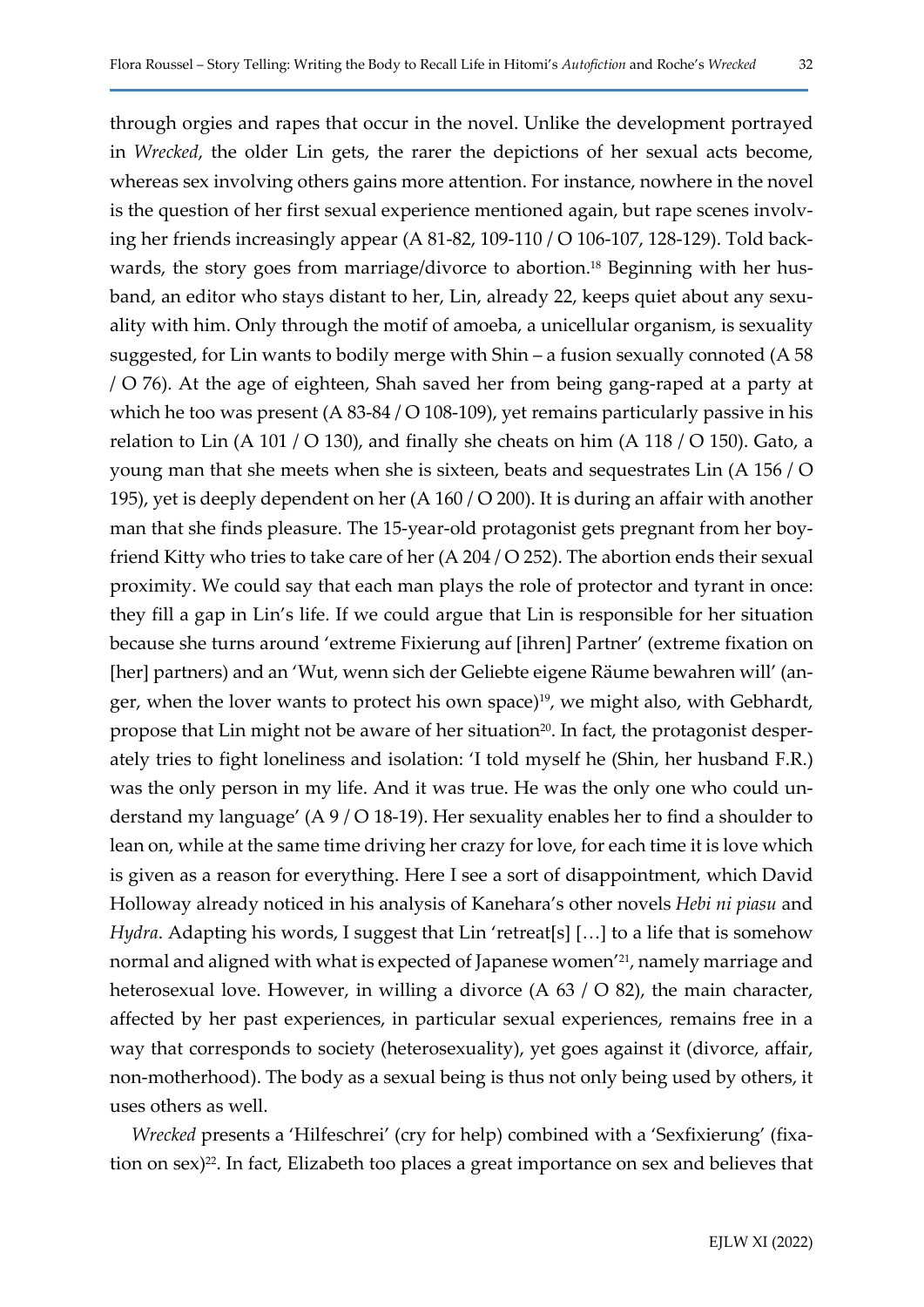through orgies and rapes that occur in the novel. Unlike the development portrayed in *Wrecked*, the older Lin gets, the rarer the depictions of her sexual acts become, whereas sex involving others gains more attention. For instance, nowhere in the novel is the question of her first sexual experience mentioned again, but rape scenes involving her friends increasingly appear (A 81-82, 109-110 / O 106-107, 128-129). Told backwards, the story goes from marriage/divorce to abortion.[18] Beginning with her husband, an editor who stays distant to her, Lin, already 22, keeps quiet about any sexuality with him. Only through the motif of amoeba, a unicellular organism, is sexuality suggested, for Lin wants to bodily merge with Shin – a fusion sexually connoted (A 58 / O 76). At the age of eighteen, Shah saved her from being gang-raped at a party at which he too was present (A 83-84 / O 108-109), yet remains particularly passive in his relation to Lin (A 101 / O 130), and finally she cheats on him (A 118 / O 150). Gato, a young man that she meets when she is sixteen, beats and sequestrates Lin (A 156 / O 195), yet is deeply dependent on her (A 160 / O 200). It is during an affair with another man that she finds pleasure. The 15-year-old protagonist gets pregnant from her boyfriend Kitty who tries to take care of her (A 204 / O 252). The abortion ends their sexual proximity. We could say that each man plays the role of protector and tyrant in once: they fill a gap in Lin's life. If we could argue that Lin is responsible for her situation because she turns around 'extreme Fixierung auf [ihren] Partner' (extreme fixation on [her] partners) and an 'Wut, wenn sich der Geliebte eigene Räume bewahren will' (anger, when the lover wants to protect his own space)[19], we might also, with Gebhardt, propose that Lin might not be aware of her situation[20]. In fact, the protagonist desperately tries to fight loneliness and isolation: 'I told myself he (Shin, her husband F.R.) was the only person in my life. And it was true. He was the only one who could understand my language' (A 9 / O 18-19). Her sexuality enables her to find a shoulder to lean on, while at the same time driving her crazy for love, for each time it is love which is given as a reason for everything. Here I see a sort of disappointment, which David Holloway already noticed in his analysis of Kanehara's other novels *Hebi ni piasu* and *Hydra*. Adapting his words, I suggest that Lin 'retreat[s] […] to a life that is somehow normal and aligned with what is expected of Japanese women'[21], namely marriage and heterosexual love. However, in willing a divorce (A 63 / O 82), the main character, affected by her past experiences, in particular sexual experiences, remains free in a way that corresponds to society (heterosexuality), yet goes against it (divorce, affair, non-motherhood). The body as a sexual being is thus not only being used by others, it uses others as well.

*Wrecked* presents a 'Hilfeschrei' (cry for help) combined with a 'Sexfixierung' (fixation on sex)[22]. In fact, Elizabeth too places a great importance on sex and believes that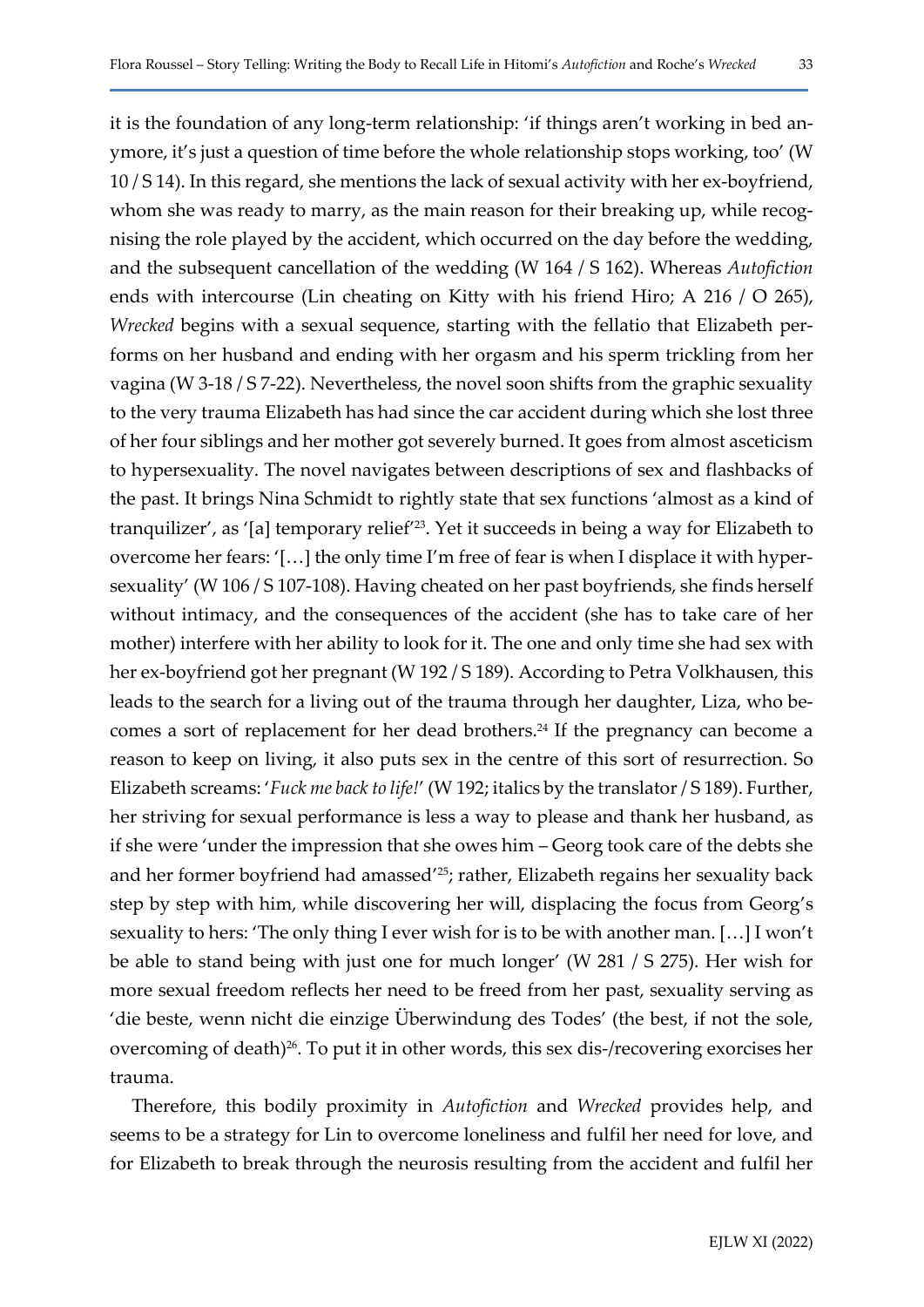it is the foundation of any long-term relationship: 'if things aren't working in bed anymore, it's just a question of time before the whole relationship stops working, too' (W 10 / S 14). In this regard, she mentions the lack of sexual activity with her ex-boyfriend, whom she was ready to marry, as the main reason for their breaking up, while recognising the role played by the accident, which occurred on the day before the wedding, and the subsequent cancellation of the wedding (W 164 / S 162). Whereas *Autofiction* ends with intercourse (Lin cheating on Kitty with his friend Hiro; A 216 / O 265), *Wrecked* begins with a sexual sequence, starting with the fellatio that Elizabeth performs on her husband and ending with her orgasm and his sperm trickling from her vagina (W 3-18 / S 7-22). Nevertheless, the novel soon shifts from the graphic sexuality to the very trauma Elizabeth has had since the car accident during which she lost three of her four siblings and her mother got severely burned. It goes from almost asceticism to hypersexuality. The novel navigates between descriptions of sex and flashbacks of the past. It brings Nina Schmidt to rightly state that sex functions 'almost as a kind of tranquilizer', as '[a] temporary relief'[23]. Yet it succeeds in being a way for Elizabeth to overcome her fears: '[…] the only time I'm free of fear is when I displace it with hypersexuality' (W 106 / S 107-108). Having cheated on her past boyfriends, she finds herself without intimacy, and the consequences of the accident (she has to take care of her mother) interfere with her ability to look for it. The one and only time she had sex with her ex-boyfriend got her pregnant (W 192 / S 189). According to Petra Volkhausen, this leads to the search for a living out of the trauma through her daughter, Liza, who becomes a sort of replacement for her dead brothers.[24] If the pregnancy can become a reason to keep on living, it also puts sex in the centre of this sort of resurrection. So Elizabeth screams: '*Fuck me back to life!*' (W 192; italics by the translator / S 189). Further, her striving for sexual performance is less a way to please and thank her husband, as if she were 'under the impression that she owes him – Georg took care of the debts she and her former boyfriend had amassed'[25]; rather, Elizabeth regains her sexuality back step by step with him, while discovering her will, displacing the focus from Georg's sexuality to hers: 'The only thing I ever wish for is to be with another man. […] I won't be able to stand being with just one for much longer' (W 281 / S 275). Her wish for more sexual freedom reflects her need to be freed from her past, sexuality serving as 'die beste, wenn nicht die einzige Überwindung des Todes' (the best, if not the sole, overcoming of death)[26]. To put it in other words, this sex dis-/recovering exorcises her trauma.

Therefore, this bodily proximity in *Autofiction* and *Wrecked* provides help, and seems to be a strategy for Lin to overcome loneliness and fulfil her need for love, and for Elizabeth to break through the neurosis resulting from the accident and fulfil her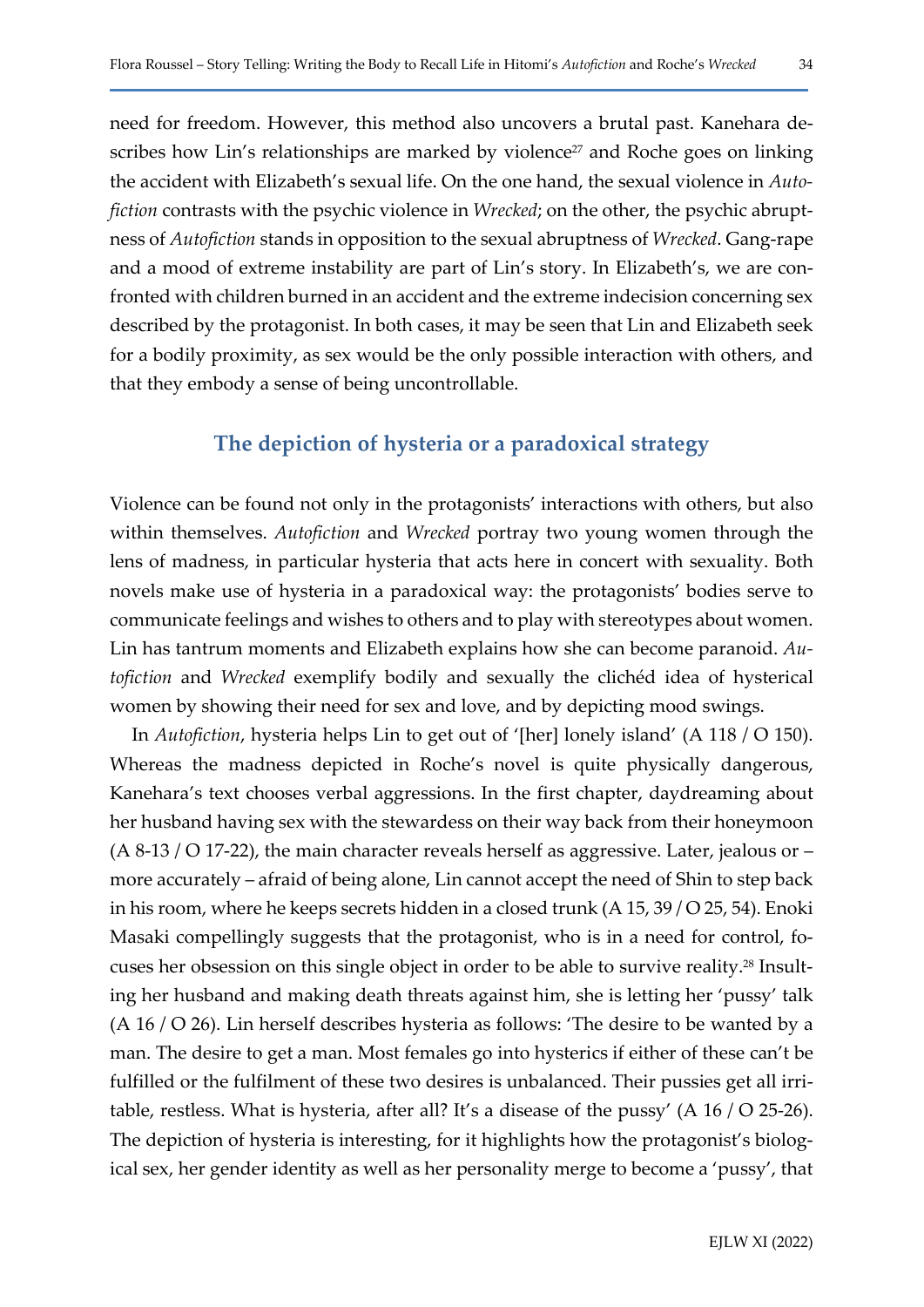need for freedom. However, this method also uncovers a brutal past. Kanehara describes how Lin's relationships are marked by violence[27] and Roche goes on linking the accident with Elizabeth's sexual life. On the one hand, the sexual violence in *Autofiction* contrasts with the psychic violence in *Wrecked*; on the other, the psychic abruptness of *Autofiction* stands in opposition to the sexual abruptness of *Wrecked*. Gang-rape and a mood of extreme instability are part of Lin's story. In Elizabeth's, we are confronted with children burned in an accident and the extreme indecision concerning sex described by the protagonist. In both cases, it may be seen that Lin and Elizabeth seek for a bodily proximity, as sex would be the only possible interaction with others, and that they embody a sense of being uncontrollable.

## The depiction of hysteria or a paradoxical strategy

Violence can be found not only in the protagonists' interactions with others, but also within themselves. *Autofiction* and *Wrecked* portray two young women through the lens of madness, in particular hysteria that acts here in concert with sexuality. Both novels make use of hysteria in a paradoxical way: the protagonists' bodies serve to communicate feelings and wishes to others and to play with stereotypes about women. Lin has tantrum moments and Elizabeth explains how she can become paranoid. *Autofiction* and *Wrecked* exemplify bodily and sexually the clichéd idea of hysterical women by showing their need for sex and love, and by depicting mood swings.

In *Autofiction*, hysteria helps Lin to get out of '[her] lonely island' (A 118 / O 150). Whereas the madness depicted in Roche's novel is quite physically dangerous, Kanehara's text chooses verbal aggressions. In the first chapter, daydreaming about her husband having sex with the stewardess on their way back from their honeymoon (A 8-13 / O 17-22), the main character reveals herself as aggressive. Later, jealous or – more accurately – afraid of being alone, Lin cannot accept the need of Shin to step back in his room, where he keeps secrets hidden in a closed trunk (A 15, 39 / O 25, 54). Enoki Masaki compellingly suggests that the protagonist, who is in a need for control, focuses her obsession on this single object in order to be able to survive reality.[28] Insulting her husband and making death threats against him, she is letting her 'pussy' talk (A 16 / O 26). Lin herself describes hysteria as follows: 'The desire to be wanted by a man. The desire to get a man. Most females go into hysterics if either of these can't be fulfilled or the fulfilment of these two desires is unbalanced. Their pussies get all irritable, restless. What is hysteria, after all? It's a disease of the pussy' (A 16 / O 25-26). The depiction of hysteria is interesting, for it highlights how the protagonist's biological sex, her gender identity as well as her personality merge to become a 'pussy', that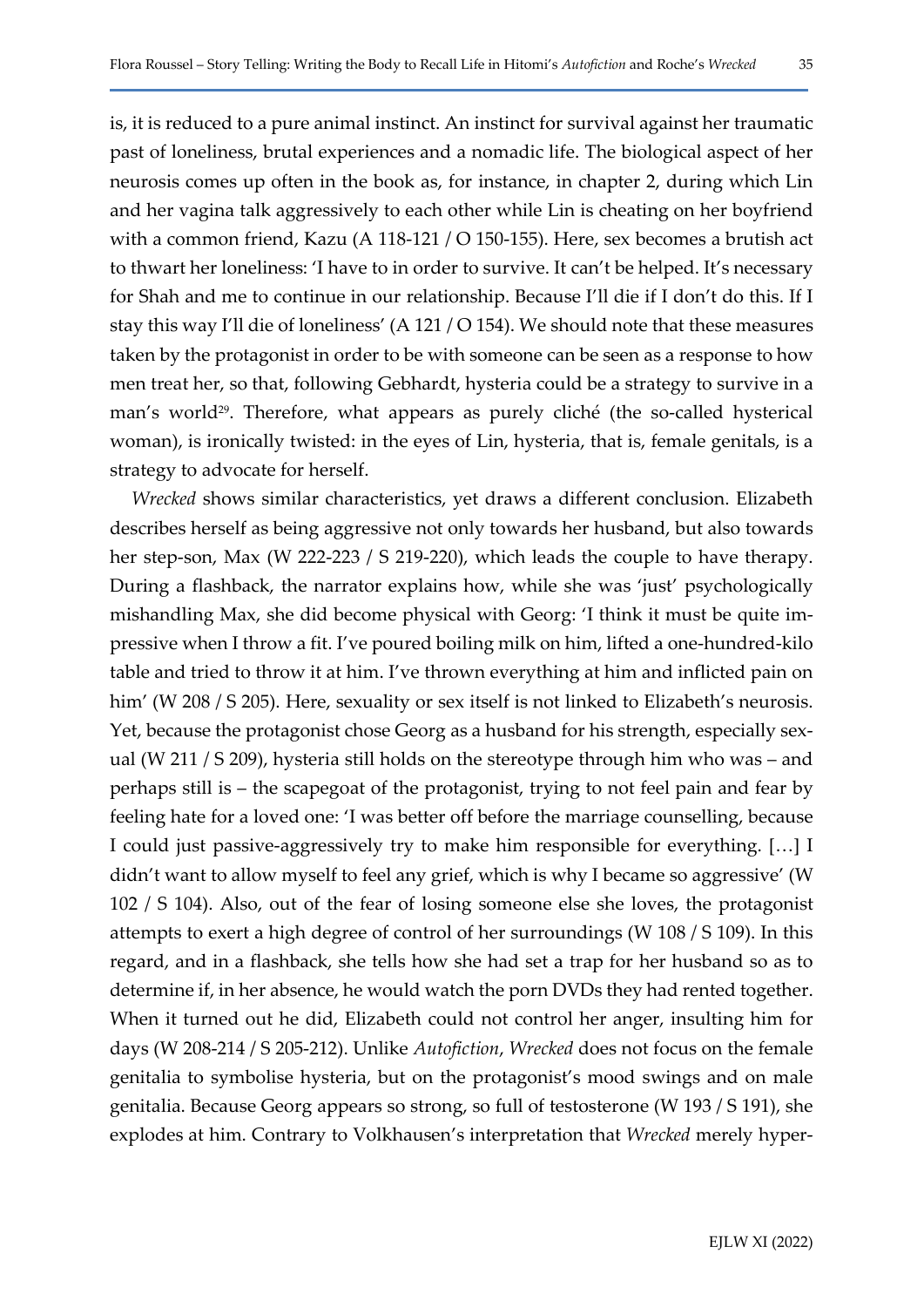is, it is reduced to a pure animal instinct. An instinct for survival against her traumatic past of loneliness, brutal experiences and a nomadic life. The biological aspect of her neurosis comes up often in the book as, for instance, in chapter 2, during which Lin and her vagina talk aggressively to each other while Lin is cheating on her boyfriend with a common friend, Kazu (A 118-121 / O 150-155). Here, sex becomes a brutish act to thwart her loneliness: 'I have to in order to survive. It can't be helped. It's necessary for Shah and me to continue in our relationship. Because I'll die if I don't do this. If I stay this way I'll die of loneliness' (A 121 / O 154). We should note that these measures taken by the protagonist in order to be with someone can be seen as a response to how men treat her, so that, following Gebhardt, hysteria could be a strategy to survive in a man's world[29]. Therefore, what appears as purely cliché (the so-called hysterical woman), is ironically twisted: in the eyes of Lin, hysteria, that is, female genitals, is a strategy to advocate for herself.

*Wrecked* shows similar characteristics, yet draws a different conclusion. Elizabeth describes herself as being aggressive not only towards her husband, but also towards her step-son, Max (W 222-223 / S 219-220), which leads the couple to have therapy. During a flashback, the narrator explains how, while she was 'just' psychologically mishandling Max, she did become physical with Georg: 'I think it must be quite impressive when I throw a fit. I've poured boiling milk on him, lifted a one-hundred-kilo table and tried to throw it at him. I've thrown everything at him and inflicted pain on him' (W 208 / S 205). Here, sexuality or sex itself is not linked to Elizabeth's neurosis. Yet, because the protagonist chose Georg as a husband for his strength, especially sexual (W 211 / S 209), hysteria still holds on the stereotype through him who was – and perhaps still is – the scapegoat of the protagonist, trying to not feel pain and fear by feeling hate for a loved one: 'I was better off before the marriage counselling, because I could just passive-aggressively try to make him responsible for everything. […] I didn't want to allow myself to feel any grief, which is why I became so aggressive' (W 102 / S 104). Also, out of the fear of losing someone else she loves, the protagonist attempts to exert a high degree of control of her surroundings (W 108 / S 109). In this regard, and in a flashback, she tells how she had set a trap for her husband so as to determine if, in her absence, he would watch the porn DVDs they had rented together. When it turned out he did, Elizabeth could not control her anger, insulting him for days (W 208-214 / S 205-212). Unlike *Autofiction*, *Wrecked* does not focus on the female genitalia to symbolise hysteria, but on the protagonist's mood swings and on male genitalia. Because Georg appears so strong, so full of testosterone (W 193 / S 191), she explodes at him. Contrary to Volkhausen's interpretation that *Wrecked* merely hyper-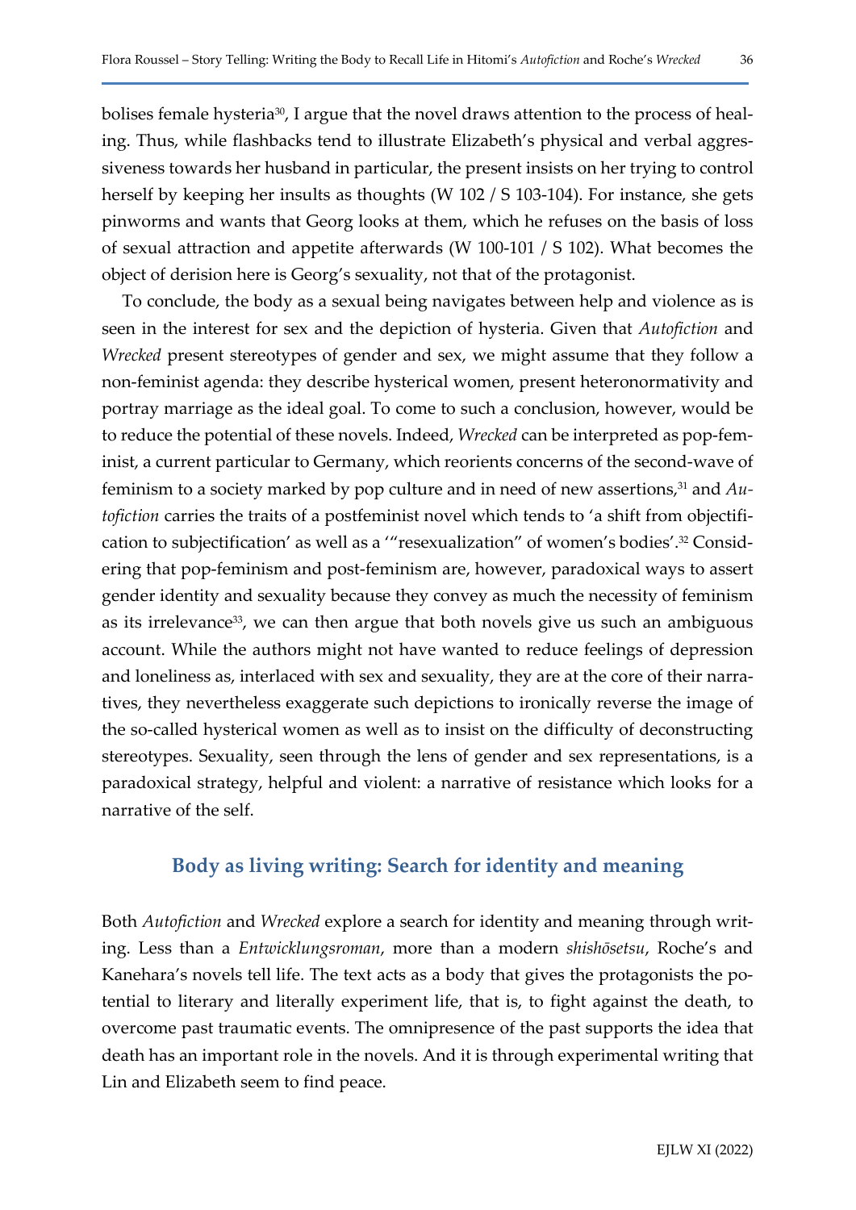bolises female hysteria[30], I argue that the novel draws attention to the process of healing. Thus, while flashbacks tend to illustrate Elizabeth's physical and verbal aggressiveness towards her husband in particular, the present insists on her trying to control herself by keeping her insults as thoughts (W 102 / S 103-104). For instance, she gets pinworms and wants that Georg looks at them, which he refuses on the basis of loss of sexual attraction and appetite afterwards (W 100-101 / S 102). What becomes the object of derision here is Georg's sexuality, not that of the protagonist.

To conclude, the body as a sexual being navigates between help and violence as is seen in the interest for sex and the depiction of hysteria. Given that *Autofiction* and *Wrecked* present stereotypes of gender and sex, we might assume that they follow a non-feminist agenda: they describe hysterical women, present heteronormativity and portray marriage as the ideal goal. To come to such a conclusion, however, would be to reduce the potential of these novels. Indeed, *Wrecked* can be interpreted as pop-feminist, a current particular to Germany, which reorients concerns of the second-wave of feminism to a society marked by pop culture and in need of new assertions,[31] and *Autofiction* carries the traits of a postfeminist novel which tends to 'a shift from objectification to subjectification' as well as a '"resexualization" of women's bodies'.[32] Considering that pop-feminism and post-feminism are, however, paradoxical ways to assert gender identity and sexuality because they convey as much the necessity of feminism as its irrelevance[33], we can then argue that both novels give us such an ambiguous account. While the authors might not have wanted to reduce feelings of depression and loneliness as, interlaced with sex and sexuality, they are at the core of their narratives, they nevertheless exaggerate such depictions to ironically reverse the image of the so-called hysterical women as well as to insist on the difficulty of deconstructing stereotypes. Sexuality, seen through the lens of gender and sex representations, is a paradoxical strategy, helpful and violent: a narrative of resistance which looks for a narrative of the self.

## Body as living writing: Search for identity and meaning

Both *Autofiction* and *Wrecked* explore a search for identity and meaning through writing. Less than a *Entwicklungsroman*, more than a modern *shishōsetsu*, Roche's and Kanehara's novels tell life. The text acts as a body that gives the protagonists the potential to literary and literally experiment life, that is, to fight against the death, to overcome past traumatic events. The omnipresence of the past supports the idea that death has an important role in the novels. And it is through experimental writing that Lin and Elizabeth seem to find peace.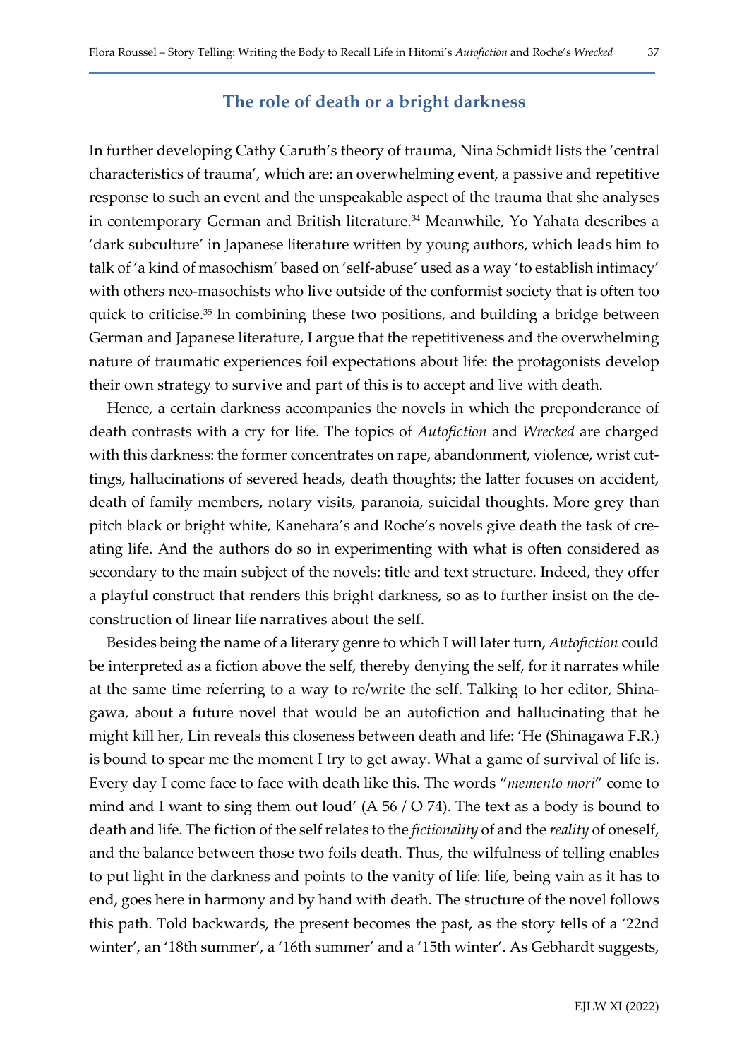## The role of death or a bright darkness

In further developing Cathy Caruth's theory of trauma, Nina Schmidt lists the 'central characteristics of trauma', which are: an overwhelming event, a passive and repetitive response to such an event and the unspeakable aspect of the trauma that she analyses in contemporary German and British literature.[34] Meanwhile, Yo Yahata describes a 'dark subculture' in Japanese literature written by young authors, which leads him to talk of 'a kind of masochism' based on 'self-abuse' used as a way 'to establish intimacy' with others neo-masochists who live outside of the conformist society that is often too quick to criticise.[35] In combining these two positions, and building a bridge between German and Japanese literature, I argue that the repetitiveness and the overwhelming nature of traumatic experiences foil expectations about life: the protagonists develop their own strategy to survive and part of this is to accept and live with death.

Hence, a certain darkness accompanies the novels in which the preponderance of death contrasts with a cry for life. The topics of *Autofiction* and *Wrecked* are charged with this darkness: the former concentrates on rape, abandonment, violence, wrist cuttings, hallucinations of severed heads, death thoughts; the latter focuses on accident, death of family members, notary visits, paranoia, suicidal thoughts. More grey than pitch black or bright white, Kanehara's and Roche's novels give death the task of creating life. And the authors do so in experimenting with what is often considered as secondary to the main subject of the novels: title and text structure. Indeed, they offer a playful construct that renders this bright darkness, so as to further insist on the deconstruction of linear life narratives about the self.

Besides being the name of a literary genre to which I will later turn, *Autofiction* could be interpreted as a fiction above the self, thereby denying the self, for it narrates while at the same time referring to a way to re/write the self. Talking to her editor, Shinagawa, about a future novel that would be an autofiction and hallucinating that he might kill her, Lin reveals this closeness between death and life: 'He (Shinagawa F.R.) is bound to spear me the moment I try to get away. What a game of survival of life is. Every day I come face to face with death like this. The words "*memento mori*" come to mind and I want to sing them out loud' (A 56 / O 74). The text as a body is bound to death and life. The fiction of the self relates to the *fictionality* of and the *reality* of oneself, and the balance between those two foils death. Thus, the wilfulness of telling enables to put light in the darkness and points to the vanity of life: life, being vain as it has to end, goes here in harmony and by hand with death. The structure of the novel follows this path. Told backwards, the present becomes the past, as the story tells of a '22nd winter', an '18th summer', a '16th summer' and a '15th winter'. As Gebhardt suggests,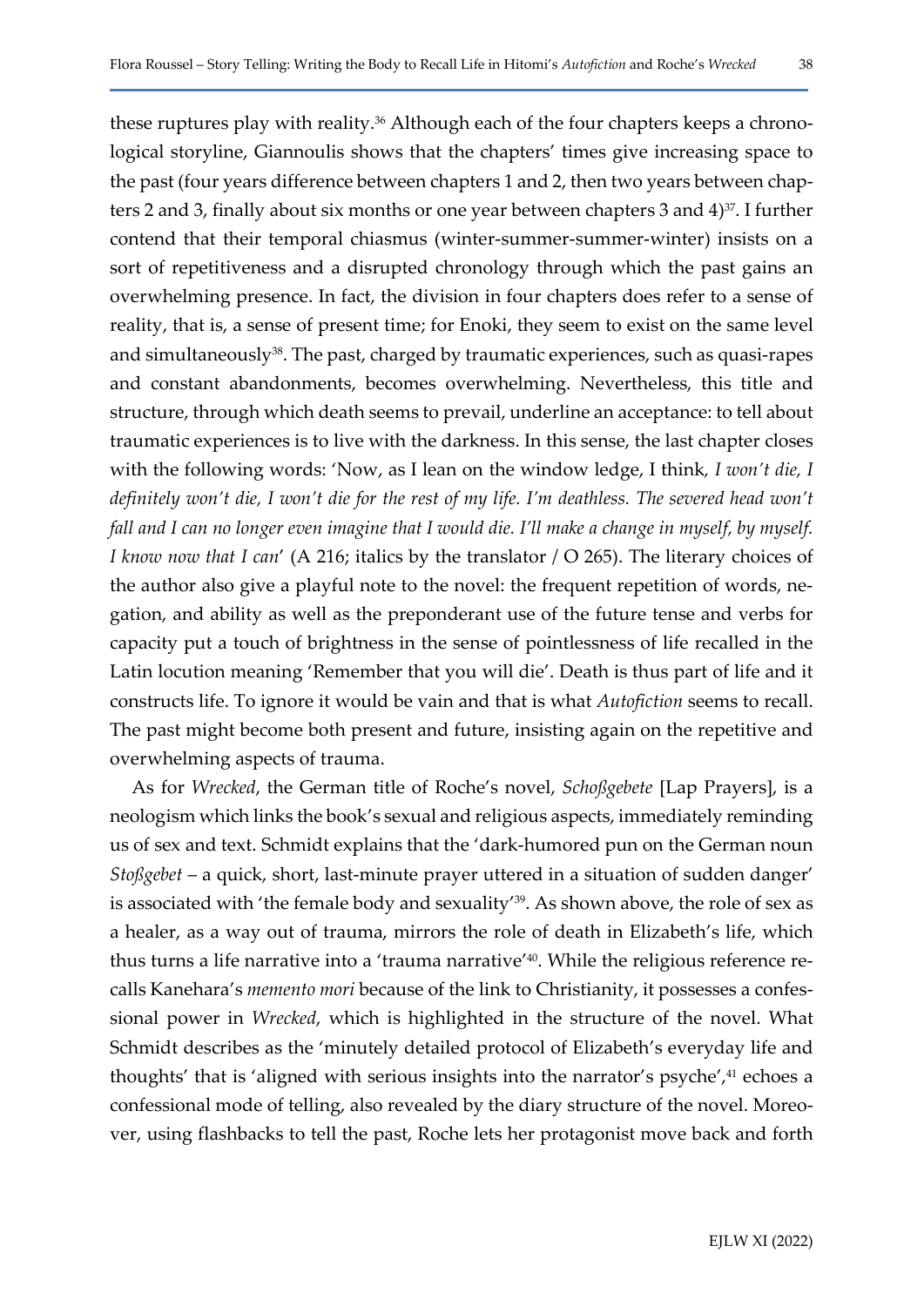these ruptures play with reality.[36] Although each of the four chapters keeps a chronological storyline, Giannoulis shows that the chapters' times give increasing space to the past (four years difference between chapters 1 and 2, then two years between chapters 2 and 3, finally about six months or one year between chapters 3 and 4)[37]. I further contend that their temporal chiasmus (winter-summer-summer-winter) insists on a sort of repetitiveness and a disrupted chronology through which the past gains an overwhelming presence. In fact, the division in four chapters does refer to a sense of reality, that is, a sense of present time; for Enoki, they seem to exist on the same level and simultaneously[38]. The past, charged by traumatic experiences, such as quasi-rapes and constant abandonments, becomes overwhelming. Nevertheless, this title and structure, through which death seems to prevail, underline an acceptance: to tell about traumatic experiences is to live with the darkness. In this sense, the last chapter closes with the following words: 'Now, as I lean on the window ledge, I think, *I won't die, I definitely won't die, I won't die for the rest of my life. I'm deathless. The severed head won't fall and I can no longer even imagine that I would die. I'll make a change in myself, by myself. I know now that I can*' (A 216; italics by the translator / O 265). The literary choices of the author also give a playful note to the novel: the frequent repetition of words, negation, and ability as well as the preponderant use of the future tense and verbs for capacity put a touch of brightness in the sense of pointlessness of life recalled in the Latin locution meaning 'Remember that you will die'. Death is thus part of life and it constructs life. To ignore it would be vain and that is what *Autofiction* seems to recall. The past might become both present and future, insisting again on the repetitive and overwhelming aspects of trauma.

As for *Wrecked*, the German title of Roche's novel, *Schoßgebete* [Lap Prayers], is a neologism which links the book's sexual and religious aspects, immediately reminding us of sex and text. Schmidt explains that the 'dark-humored pun on the German noun *Stoßgebet* – a quick, short, last-minute prayer uttered in a situation of sudden danger' is associated with 'the female body and sexuality'[39]. As shown above, the role of sex as a healer, as a way out of trauma, mirrors the role of death in Elizabeth's life, which thus turns a life narrative into a 'trauma narrative'[40]. While the religious reference recalls Kanehara's *memento mori* because of the link to Christianity, it possesses a confessional power in *Wrecked*, which is highlighted in the structure of the novel. What Schmidt describes as the 'minutely detailed protocol of Elizabeth's everyday life and thoughts' that is 'aligned with serious insights into the narrator's psyche',[41] echoes a confessional mode of telling, also revealed by the diary structure of the novel. Moreover, using flashbacks to tell the past, Roche lets her protagonist move back and forth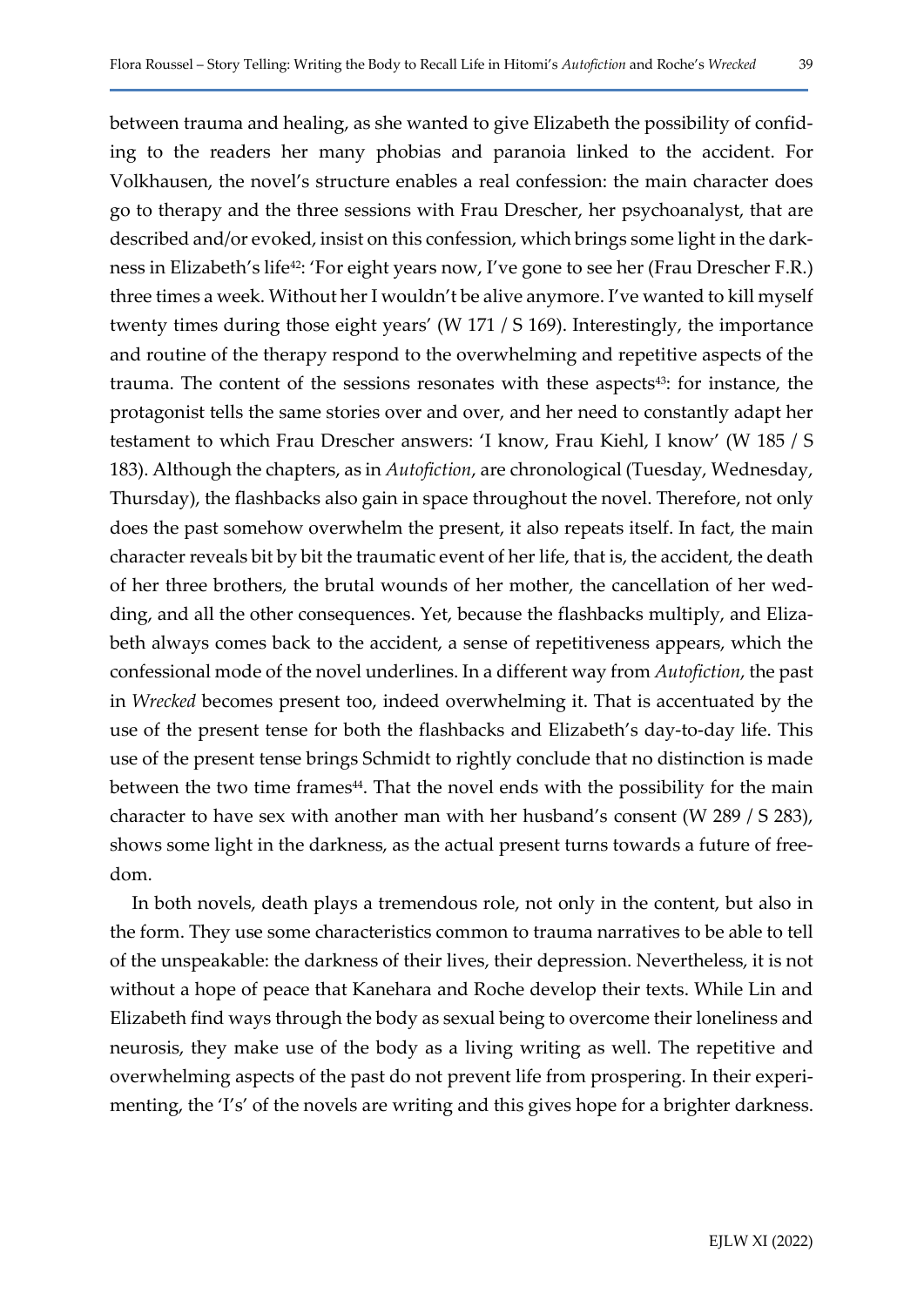between trauma and healing, as she wanted to give Elizabeth the possibility of confiding to the readers her many phobias and paranoia linked to the accident. For Volkhausen, the novel's structure enables a real confession: the main character does go to therapy and the three sessions with Frau Drescher, her psychoanalyst, that are described and/or evoked, insist on this confession, which brings some light in the darkness in Elizabeth's life[42]: 'For eight years now, I've gone to see her (Frau Drescher F.R.) three times a week. Without her I wouldn't be alive anymore. I've wanted to kill myself twenty times during those eight years' (W 171 / S 169). Interestingly, the importance and routine of the therapy respond to the overwhelming and repetitive aspects of the trauma. The content of the sessions resonates with these aspects[43]: for instance, the protagonist tells the same stories over and over, and her need to constantly adapt her testament to which Frau Drescher answers: 'I know, Frau Kiehl, I know' (W 185 / S 183). Although the chapters, as in *Autofiction*, are chronological (Tuesday, Wednesday, Thursday), the flashbacks also gain in space throughout the novel. Therefore, not only does the past somehow overwhelm the present, it also repeats itself. In fact, the main character reveals bit by bit the traumatic event of her life, that is, the accident, the death of her three brothers, the brutal wounds of her mother, the cancellation of her wedding, and all the other consequences. Yet, because the flashbacks multiply, and Elizabeth always comes back to the accident, a sense of repetitiveness appears, which the confessional mode of the novel underlines. In a different way from *Autofiction*, the past in *Wrecked* becomes present too, indeed overwhelming it. That is accentuated by the use of the present tense for both the flashbacks and Elizabeth's day-to-day life. This use of the present tense brings Schmidt to rightly conclude that no distinction is made between the two time frames[44]. That the novel ends with the possibility for the main character to have sex with another man with her husband's consent (W 289 / S 283), shows some light in the darkness, as the actual present turns towards a future of freedom.

In both novels, death plays a tremendous role, not only in the content, but also in the form. They use some characteristics common to trauma narratives to be able to tell of the unspeakable: the darkness of their lives, their depression. Nevertheless, it is not without a hope of peace that Kanehara and Roche develop their texts. While Lin and Elizabeth find ways through the body as sexual being to overcome their loneliness and neurosis, they make use of the body as a living writing as well. The repetitive and overwhelming aspects of the past do not prevent life from prospering. In their experimenting, the 'I's' of the novels are writing and this gives hope for a brighter darkness.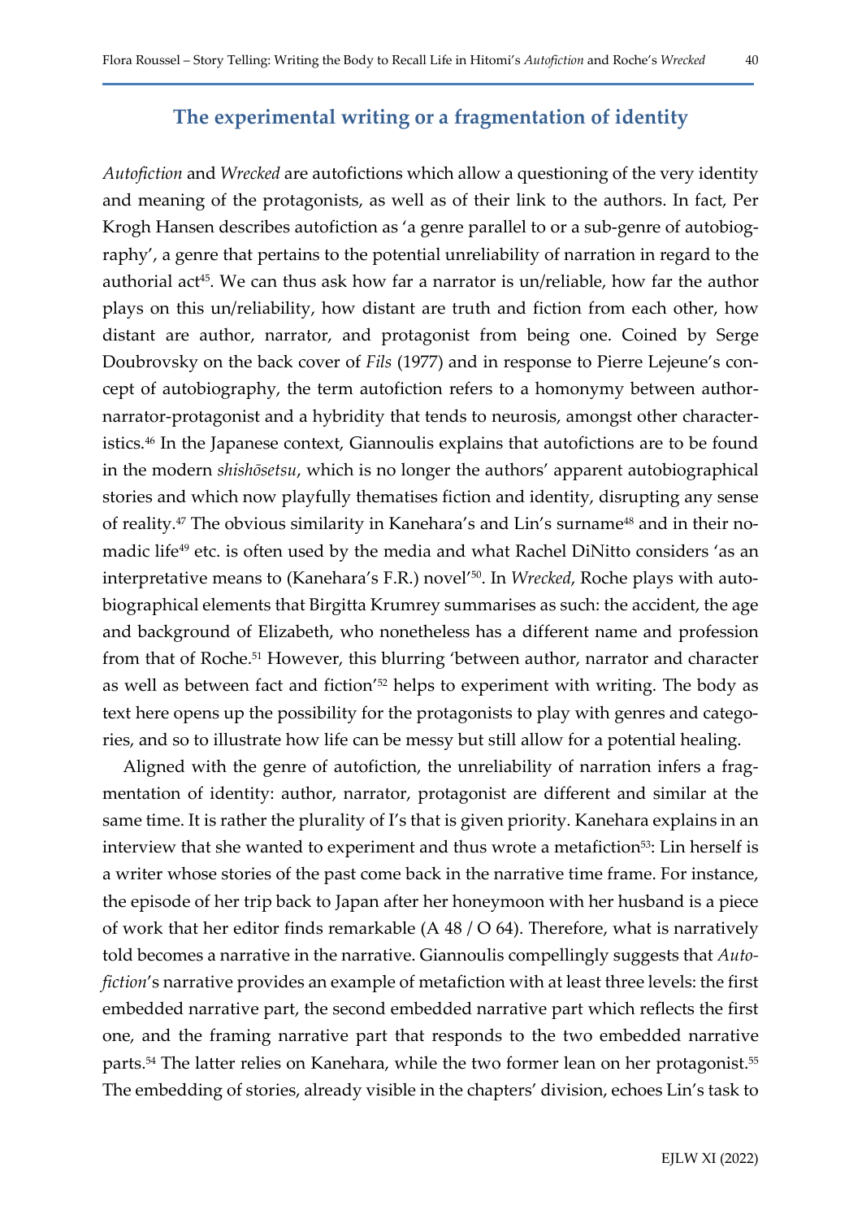## The experimental writing or a fragmentation of identity

*Autofiction* and *Wrecked* are autofictions which allow a questioning of the very identity and meaning of the protagonists, as well as of their link to the authors. In fact, Per Krogh Hansen describes autofiction as 'a genre parallel to or a sub-genre of autobiography', a genre that pertains to the potential unreliability of narration in regard to the authorial act[45]. We can thus ask how far a narrator is un/reliable, how far the author plays on this un/reliability, how distant are truth and fiction from each other, how distant are author, narrator, and protagonist from being one. Coined by Serge Doubrovsky on the back cover of *Fils* (1977) and in response to Pierre Lejeune's concept of autobiography, the term autofiction refers to a homonymy between author-narrator-protagonist and a hybridity that tends to neurosis, amongst other characteristics.[46] In the Japanese context, Giannoulis explains that autofictions are to be found in the modern *shishōsetsu*, which is no longer the authors' apparent autobiographical stories and which now playfully thematises fiction and identity, disrupting any sense of reality.[47] The obvious similarity in Kanehara's and Lin's surname[48] and in their nomadic life[49] etc. is often used by the media and what Rachel DiNitto considers 'as an interpretative means to (Kanehara's F.R.) novel'[50]. In *Wrecked*, Roche plays with autobiographical elements that Birgitta Krumrey summarises as such: the accident, the age and background of Elizabeth, who nonetheless has a different name and profession from that of Roche.[51] However, this blurring 'between author, narrator and character as well as between fact and fiction'[52] helps to experiment with writing. The body as text here opens up the possibility for the protagonists to play with genres and categories, and so to illustrate how life can be messy but still allow for a potential healing.

Aligned with the genre of autofiction, the unreliability of narration infers a fragmentation of identity: author, narrator, protagonist are different and similar at the same time. It is rather the plurality of I's that is given priority. Kanehara explains in an interview that she wanted to experiment and thus wrote a metafiction[53]: Lin herself is a writer whose stories of the past come back in the narrative time frame. For instance, the episode of her trip back to Japan after her honeymoon with her husband is a piece of work that her editor finds remarkable (A 48 / O 64). Therefore, what is narratively told becomes a narrative in the narrative. Giannoulis compellingly suggests that *Autofiction*'s narrative provides an example of metafiction with at least three levels: the first embedded narrative part, the second embedded narrative part which reflects the first one, and the framing narrative part that responds to the two embedded narrative parts.[54] The latter relies on Kanehara, while the two former lean on her protagonist.[55] The embedding of stories, already visible in the chapters' division, echoes Lin's task to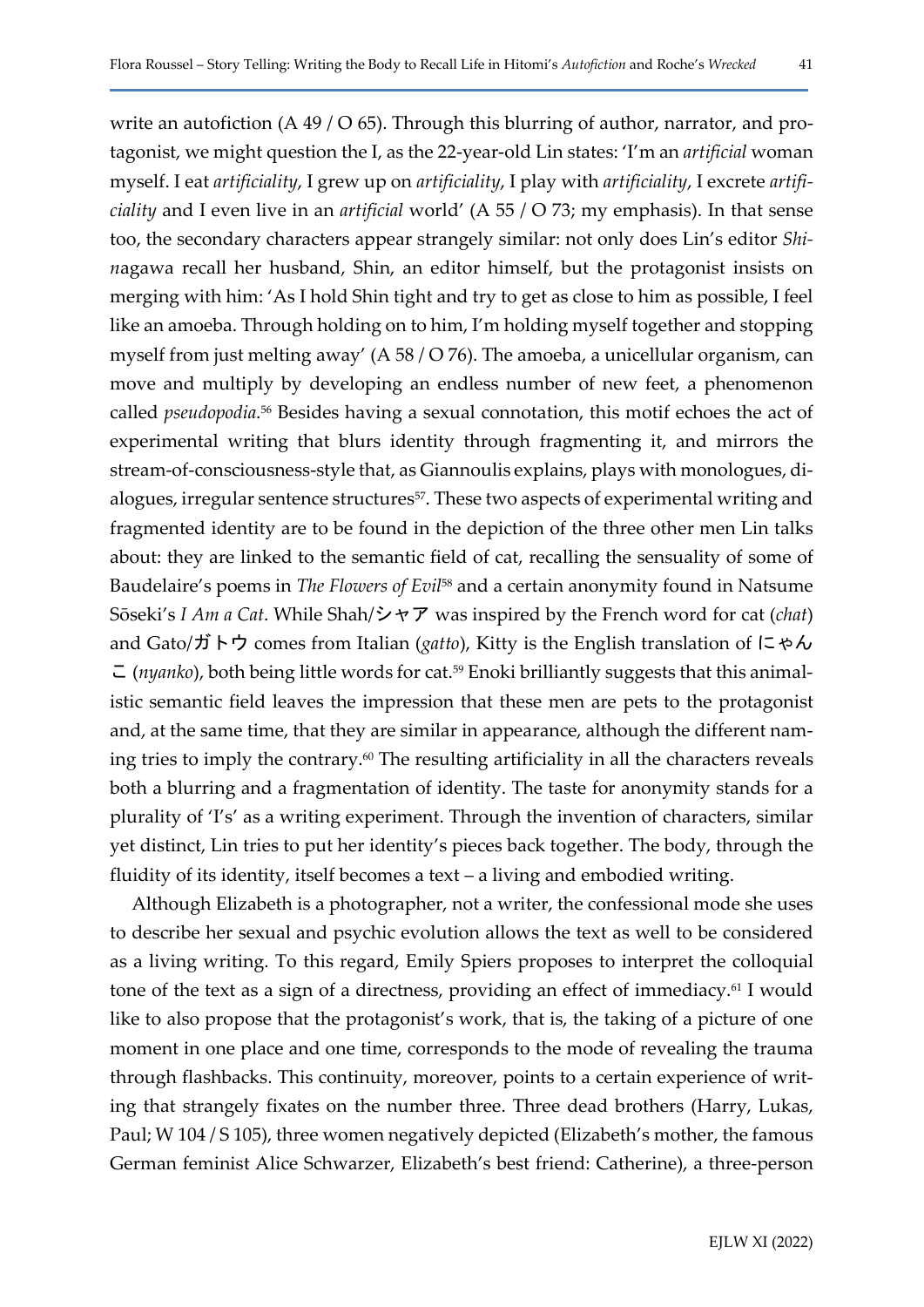write an autofiction (A 49 / O 65). Through this blurring of author, narrator, and protagonist, we might question the I, as the 22-year-old Lin states: 'I'm an *artificial* woman myself. I eat *artificiality*, I grew up on *artificiality*, I play with *artificiality*, I excrete *artificiality* and I even live in an *artificial* world' (A 55 / O 73; my emphasis). In that sense too, the secondary characters appear strangely similar: not only does Lin's editor *Shin*agawa recall her husband, Shin, an editor himself, but the protagonist insists on merging with him: 'As I hold Shin tight and try to get as close to him as possible, I feel like an amoeba. Through holding on to him, I'm holding myself together and stopping myself from just melting away' (A 58 / O 76). The amoeba, a unicellular organism, can move and multiply by developing an endless number of new feet, a phenomenon called *pseudopodia*.[56] Besides having a sexual connotation, this motif echoes the act of experimental writing that blurs identity through fragmenting it, and mirrors the stream-of-consciousness-style that, as Giannoulis explains, plays with monologues, dialogues, irregular sentence structures[57]. These two aspects of experimental writing and fragmented identity are to be found in the depiction of the three other men Lin talks about: they are linked to the semantic field of cat, recalling the sensuality of some of Baudelaire's poems in *The Flowers of Evil*[58] and a certain anonymity found in Natsume Sōseki's *I Am a Cat*. While Shah/シャア was inspired by the French word for cat (*chat*) and Gato/ガトウ comes from Italian (*gatto*), Kitty is the English translation of にゃんこ (*nyanko*), both being little words for cat.[59] Enoki brilliantly suggests that this animalistic semantic field leaves the impression that these men are pets to the protagonist and, at the same time, that they are similar in appearance, although the different naming tries to imply the contrary.[60] The resulting artificiality in all the characters reveals both a blurring and a fragmentation of identity. The taste for anonymity stands for a plurality of 'I's' as a writing experiment. Through the invention of characters, similar yet distinct, Lin tries to put her identity's pieces back together. The body, through the fluidity of its identity, itself becomes a text – a living and embodied writing.

Although Elizabeth is a photographer, not a writer, the confessional mode she uses to describe her sexual and psychic evolution allows the text as well to be considered as a living writing. To this regard, Emily Spiers proposes to interpret the colloquial tone of the text as a sign of a directness, providing an effect of immediacy.[61] I would like to also propose that the protagonist's work, that is, the taking of a picture of one moment in one place and one time, corresponds to the mode of revealing the trauma through flashbacks. This continuity, moreover, points to a certain experience of writing that strangely fixates on the number three. Three dead brothers (Harry, Lukas, Paul; W 104 / S 105), three women negatively depicted (Elizabeth's mother, the famous German feminist Alice Schwarzer, Elizabeth's best friend: Catherine), a three-person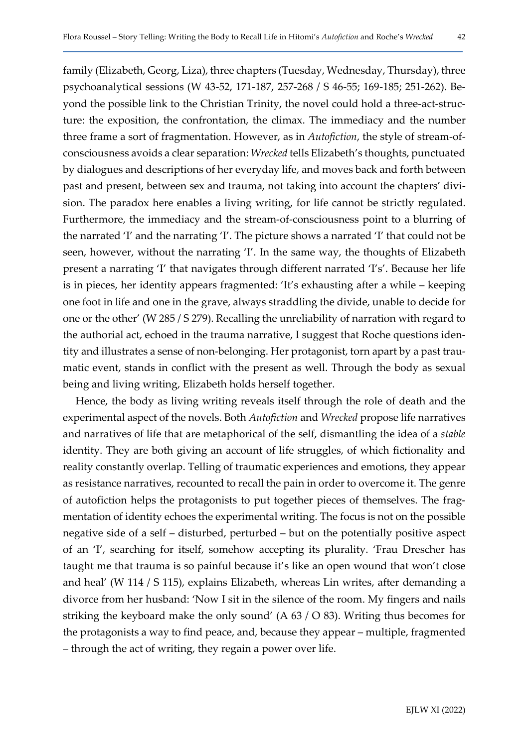family (Elizabeth, Georg, Liza), three chapters (Tuesday, Wednesday, Thursday), three psychoanalytical sessions (W 43-52, 171-187, 257-268 / S 46-55; 169-185; 251-262). Beyond the possible link to the Christian Trinity, the novel could hold a three-act-structure: the exposition, the confrontation, the climax. The immediacy and the number three frame a sort of fragmentation. However, as in *Autofiction*, the style of stream-of-consciousness avoids a clear separation: *Wrecked* tells Elizabeth's thoughts, punctuated by dialogues and descriptions of her everyday life, and moves back and forth between past and present, between sex and trauma, not taking into account the chapters' division. The paradox here enables a living writing, for life cannot be strictly regulated. Furthermore, the immediacy and the stream-of-consciousness point to a blurring of the narrated 'I' and the narrating 'I'. The picture shows a narrated 'I' that could not be seen, however, without the narrating 'I'. In the same way, the thoughts of Elizabeth present a narrating 'I' that navigates through different narrated 'I's'. Because her life is in pieces, her identity appears fragmented: 'It's exhausting after a while – keeping one foot in life and one in the grave, always straddling the divide, unable to decide for one or the other' (W 285 / S 279). Recalling the unreliability of narration with regard to the authorial act, echoed in the trauma narrative, I suggest that Roche questions identity and illustrates a sense of non-belonging. Her protagonist, torn apart by a past traumatic event, stands in conflict with the present as well. Through the body as sexual being and living writing, Elizabeth holds herself together.

Hence, the body as living writing reveals itself through the role of death and the experimental aspect of the novels. Both *Autofiction* and *Wrecked* propose life narratives and narratives of life that are metaphorical of the self, dismantling the idea of a *stable* identity. They are both giving an account of life struggles, of which fictionality and reality constantly overlap. Telling of traumatic experiences and emotions, they appear as resistance narratives, recounted to recall the pain in order to overcome it. The genre of autofiction helps the protagonists to put together pieces of themselves. The fragmentation of identity echoes the experimental writing. The focus is not on the possible negative side of a self – disturbed, perturbed – but on the potentially positive aspect of an 'I', searching for itself, somehow accepting its plurality. 'Frau Drescher has taught me that trauma is so painful because it's like an open wound that won't close and heal' (W 114 / S 115), explains Elizabeth, whereas Lin writes, after demanding a divorce from her husband: 'Now I sit in the silence of the room. My fingers and nails striking the keyboard make the only sound' (A 63 / O 83). Writing thus becomes for the protagonists a way to find peace, and, because they appear – multiple, fragmented – through the act of writing, they regain a power over life.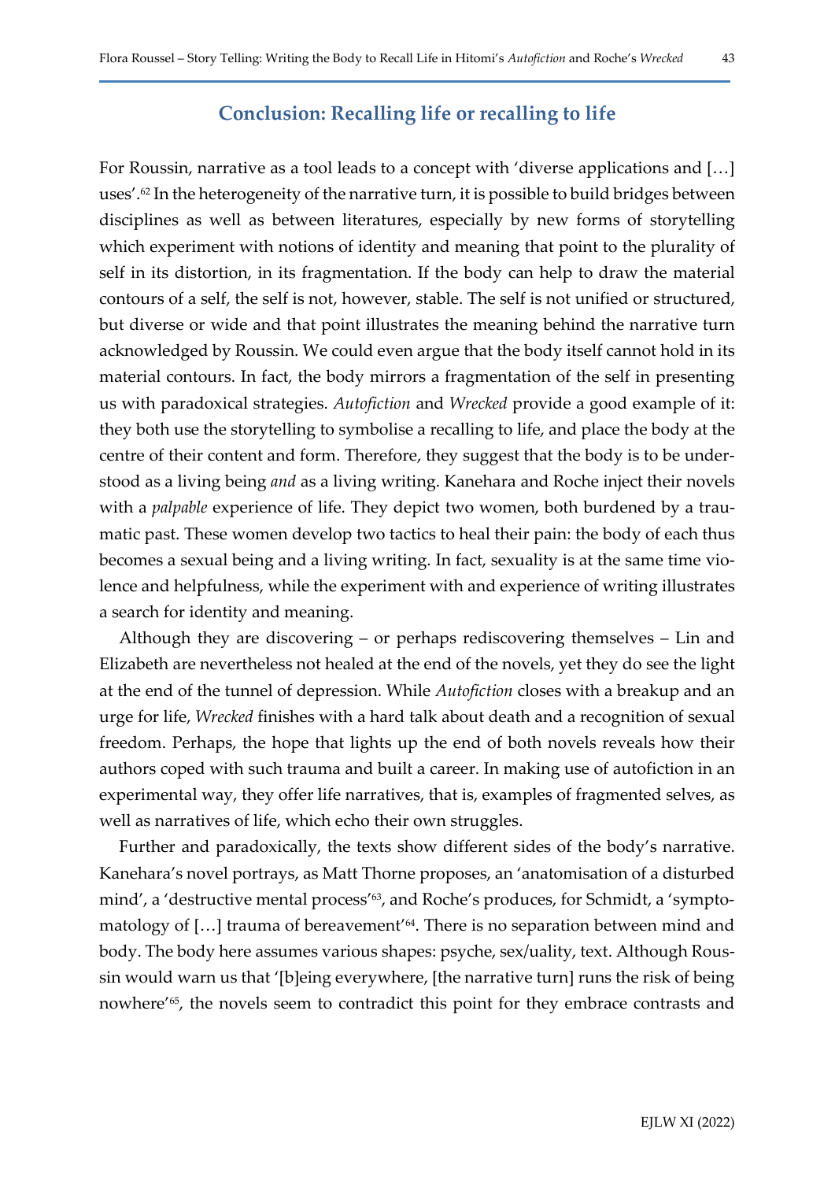## Conclusion: Recalling life or recalling to life

For Roussin, narrative as a tool leads to a concept with 'diverse applications and […] uses'.[62] In the heterogeneity of the narrative turn, it is possible to build bridges between disciplines as well as between literatures, especially by new forms of storytelling which experiment with notions of identity and meaning that point to the plurality of self in its distortion, in its fragmentation. If the body can help to draw the material contours of a self, the self is not, however, stable. The self is not unified or structured, but diverse or wide and that point illustrates the meaning behind the narrative turn acknowledged by Roussin. We could even argue that the body itself cannot hold in its material contours. In fact, the body mirrors a fragmentation of the self in presenting us with paradoxical strategies. *Autofiction* and *Wrecked* provide a good example of it: they both use the storytelling to symbolise a recalling to life, and place the body at the centre of their content and form. Therefore, they suggest that the body is to be understood as a living being *and* as a living writing. Kanehara and Roche inject their novels with a *palpable* experience of life. They depict two women, both burdened by a traumatic past. These women develop two tactics to heal their pain: the body of each thus becomes a sexual being and a living writing. In fact, sexuality is at the same time violence and helpfulness, while the experiment with and experience of writing illustrates a search for identity and meaning.

Although they are discovering – or perhaps rediscovering themselves – Lin and Elizabeth are nevertheless not healed at the end of the novels, yet they do see the light at the end of the tunnel of depression. While *Autofiction* closes with a breakup and an urge for life, *Wrecked* finishes with a hard talk about death and a recognition of sexual freedom. Perhaps, the hope that lights up the end of both novels reveals how their authors coped with such trauma and built a career. In making use of autofiction in an experimental way, they offer life narratives, that is, examples of fragmented selves, as well as narratives of life, which echo their own struggles.

Further and paradoxically, the texts show different sides of the body's narrative. Kanehara's novel portrays, as Matt Thorne proposes, an 'anatomisation of a disturbed mind', a 'destructive mental process'[63], and Roche's produces, for Schmidt, a 'symptomatology of […] trauma of bereavement'[64]. There is no separation between mind and body. The body here assumes various shapes: psyche, sex/uality, text. Although Roussin would warn us that '[b]eing everywhere, [the narrative turn] runs the risk of being nowhere'[65], the novels seem to contradict this point for they embrace contrasts and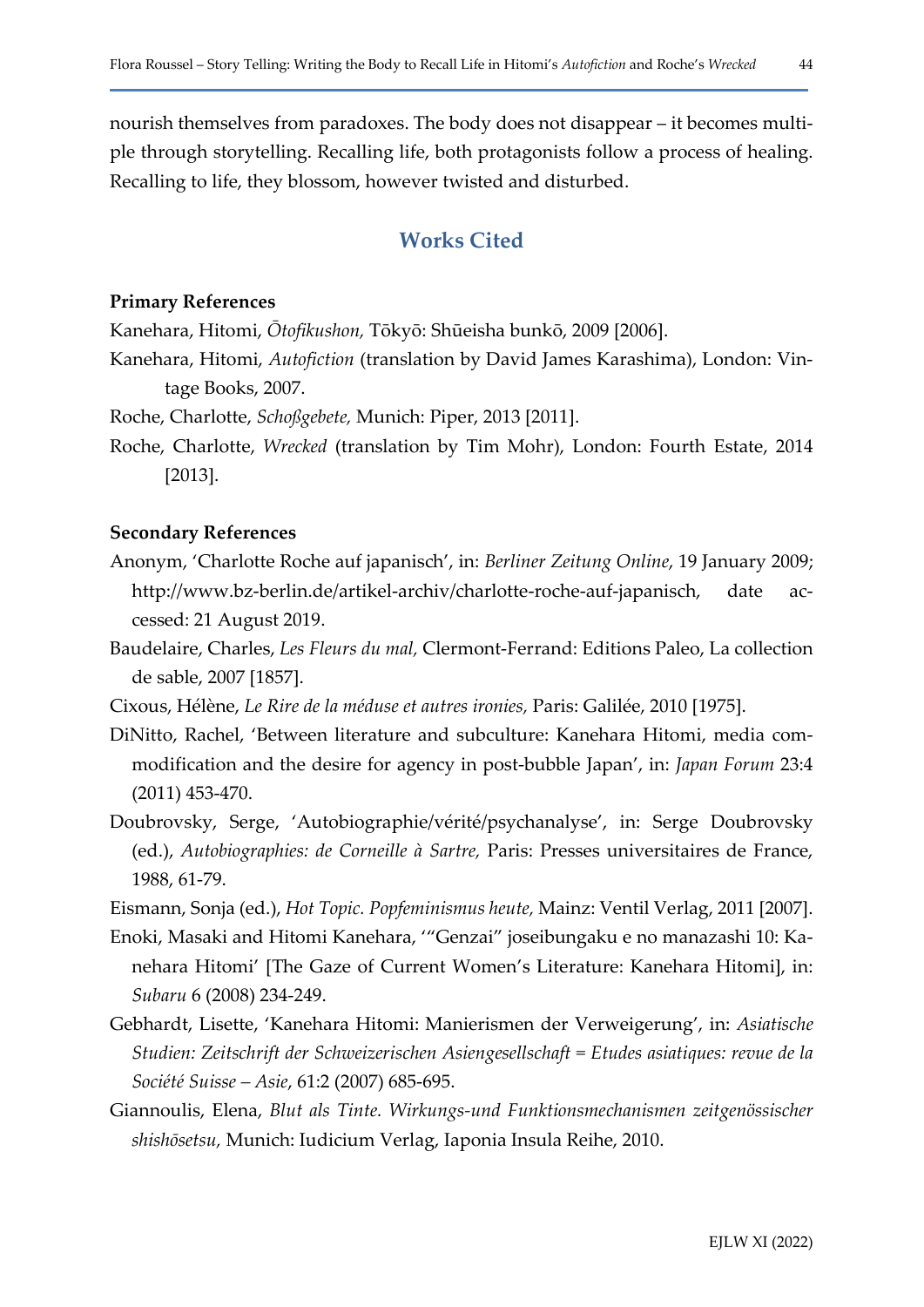nourish themselves from paradoxes. The body does not disappear – it becomes multiple through storytelling. Recalling life, both protagonists follow a process of healing. Recalling to life, they blossom, however twisted and disturbed.

## Works Cited

### Primary References

Kanehara, Hitomi, *Ōtofikushon,* Tōkyō: Shūeisha bunkō, 2009 [2006].

Kanehara, Hitomi, *Autofiction* (translation by David James Karashima), London: Vintage Books, 2007.

Roche, Charlotte, *Schoßgebete,* Munich: Piper, 2013 [2011].

Roche, Charlotte, *Wrecked* (translation by Tim Mohr), London: Fourth Estate, 2014 [2013].

### Secondary References

Anonym, 'Charlotte Roche auf japanisch', in: *Berliner Zeitung Online*, 19 January 2009; http://www.bz-berlin.de/artikel-archiv/charlotte-roche-auf-japanisch, date accessed: 21 August 2019.

Baudelaire, Charles, *Les Fleurs du mal,* Clermont-Ferrand: Editions Paleo, La collection de sable, 2007 [1857].

Cixous, Hélène, *Le Rire de la méduse et autres ironies,* Paris: Galilée, 2010 [1975].

DiNitto, Rachel, 'Between literature and subculture: Kanehara Hitomi, media commodification and the desire for agency in post-bubble Japan', in: *Japan Forum* 23:4 (2011) 453-470.

Doubrovsky, Serge, 'Autobiographie/vérité/psychanalyse', in: Serge Doubrovsky (ed.), *Autobiographies: de Corneille à Sartre,* Paris: Presses universitaires de France, 1988, 61-79.

Eismann, Sonja (ed.), *Hot Topic. Popfeminismus heute,* Mainz: Ventil Verlag, 2011 [2007].

Enoki, Masaki and Hitomi Kanehara, '"Genzai" joseibungaku e no manazashi 10: Kanehara Hitomi' [The Gaze of Current Women's Literature: Kanehara Hitomi], in: *Subaru* 6 (2008) 234-249.

Gebhardt, Lisette, 'Kanehara Hitomi: Manierismen der Verweigerung', in: *Asiatische Studien: Zeitschrift der Schweizerischen Asiengesellschaft = Etudes asiatiques: revue de la Société Suisse – Asie*, 61:2 (2007) 685-695.

Giannoulis, Elena, *Blut als Tinte. Wirkungs-und Funktionsmechanismen zeitgenössischer shishōsetsu,* Munich: Iudicium Verlag, Iaponia Insula Reihe, 2010.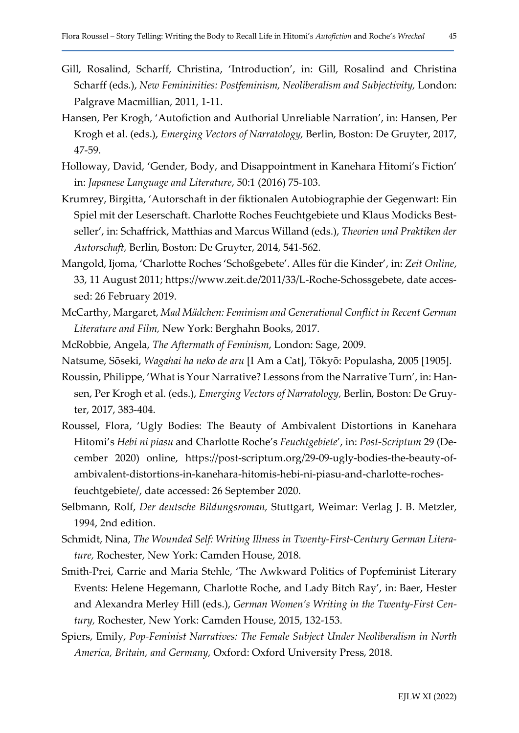Gill, Rosalind, Scharff, Christina, 'Introduction', in: Gill, Rosalind and Christina Scharff (eds.), *New Femininities: Postfeminism, Neoliberalism and Subjectivity,* London: Palgrave Macmillian, 2011, 1-11.

Hansen, Per Krogh, 'Autofiction and Authorial Unreliable Narration', in: Hansen, Per Krogh et al. (eds.), *Emerging Vectors of Narratology,* Berlin, Boston: De Gruyter, 2017, 47-59.

Holloway, David, 'Gender, Body, and Disappointment in Kanehara Hitomi's Fiction' in: *Japanese Language and Literature*, 50:1 (2016) 75-103.

Krumrey, Birgitta, 'Autorschaft in der fiktionalen Autobiographie der Gegenwart: Ein Spiel mit der Leserschaft. Charlotte Roches Feuchtgebiete und Klaus Modicks Bestseller', in: Schaffrick, Matthias and Marcus Willand (eds.), *Theorien und Praktiken der Autorschaft,* Berlin, Boston: De Gruyter, 2014, 541-562.

Mangold, Ijoma, 'Charlotte Roches 'Schoßgebete'. Alles für die Kinder', in: *Zeit Online*, 33, 11 August 2011; https://www.zeit.de/2011/33/L-Roche-Schossgebete, date accessed: 26 February 2019.

McCarthy, Margaret, *Mad Mädchen: Feminism and Generational Conflict in Recent German Literature and Film,* New York: Berghahn Books, 2017.

McRobbie, Angela, *The Aftermath of Feminism*, London: Sage, 2009.

Natsume, Sōseki, *Wagahai ha neko de aru* [I Am a Cat], Tōkyō: Populasha, 2005 [1905].

Roussin, Philippe, 'What is Your Narrative? Lessons from the Narrative Turn', in: Hansen, Per Krogh et al. (eds.), *Emerging Vectors of Narratology,* Berlin, Boston: De Gruyter, 2017, 383-404.

Roussel, Flora, 'Ugly Bodies: The Beauty of Ambivalent Distortions in Kanehara Hitomi's *Hebi ni piasu* and Charlotte Roche's *Feuchtgebiete*', in: *Post-Scriptum* 29 (December 2020) online, https://post-scriptum.org/29-09-ugly-bodies-the-beauty-of-ambivalent-distortions-in-kanehara-hitomis-hebi-ni-piasu-and-charlotte-roches-feuchtgebiete/, date accessed: 26 September 2020.

Selbmann, Rolf, *Der deutsche Bildungsroman,* Stuttgart, Weimar: Verlag J. B. Metzler, 1994, 2nd edition.

Schmidt, Nina, *The Wounded Self: Writing Illness in Twenty-First-Century German Literature,* Rochester, New York: Camden House, 2018.

Smith-Prei, Carrie and Maria Stehle, 'The Awkward Politics of Popfeminist Literary Events: Helene Hegemann, Charlotte Roche, and Lady Bitch Ray', in: Baer, Hester and Alexandra Merley Hill (eds.), *German Women's Writing in the Twenty-First Century,* Rochester, New York: Camden House, 2015, 132-153.

Spiers, Emily, *Pop-Feminist Narratives: The Female Subject Under Neoliberalism in North America, Britain, and Germany,* Oxford: Oxford University Press, 2018.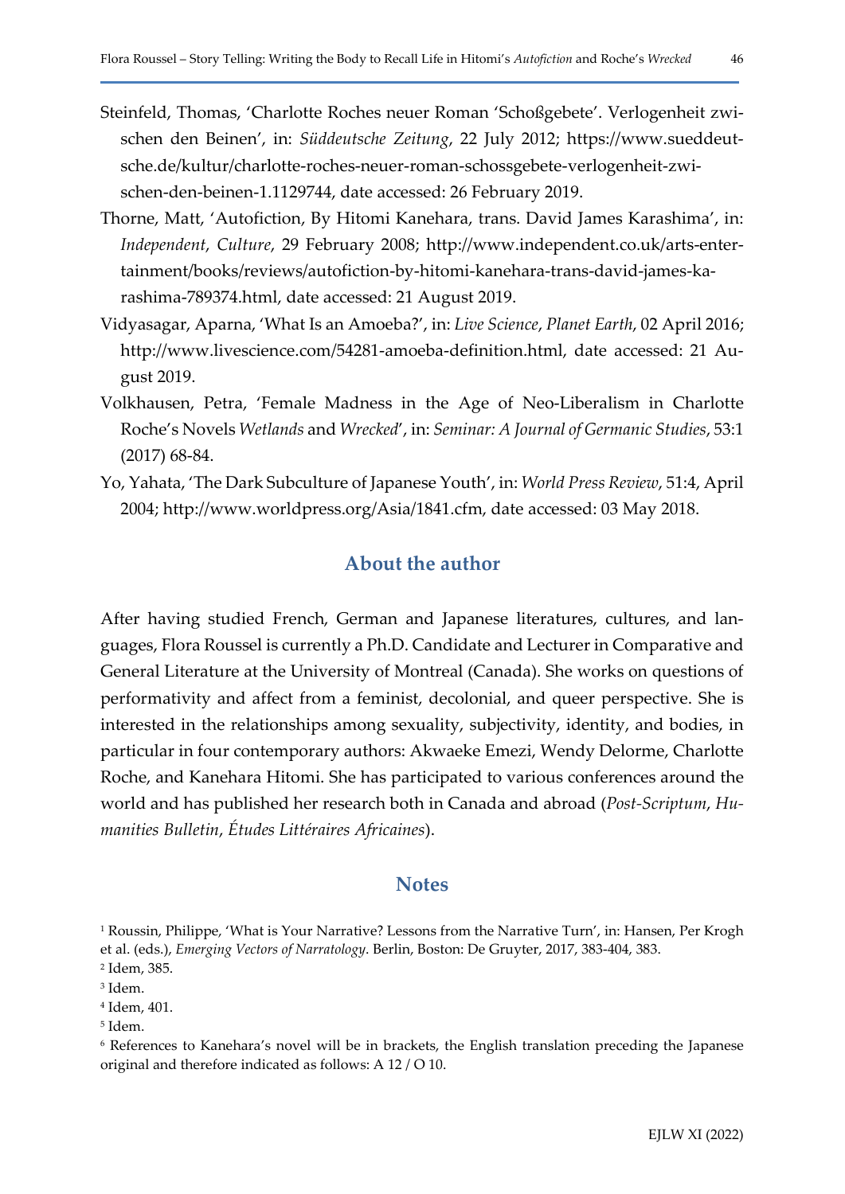Steinfeld, Thomas, 'Charlotte Roches neuer Roman 'Schoßgebete'. Verlogenheit zwischen den Beinen', in: *Süddeutsche Zeitung*, 22 July 2012; https://www.sueddeutsche.de/kultur/charlotte-roches-neuer-roman-schossgebete-verlogenheit-zwischen-den-beinen-1.1129744, date accessed: 26 February 2019.

Thorne, Matt, 'Autofiction, By Hitomi Kanehara, trans. David James Karashima', in: *Independent*, *Culture*, 29 February 2008; http://www.independent.co.uk/arts-entertainment/books/reviews/autofiction-by-hitomi-kanehara-trans-david-james-karashima-789374.html, date accessed: 21 August 2019.

Vidyasagar, Aparna, 'What Is an Amoeba?', in: *Live Science*, *Planet Earth*, 02 April 2016; http://www.livescience.com/54281-amoeba-definition.html, date accessed: 21 August 2019.

Volkhausen, Petra, 'Female Madness in the Age of Neo-Liberalism in Charlotte Roche's Novels *Wetlands* and *Wrecked*', in: *Seminar: A Journal of Germanic Studies*, 53:1 (2017) 68-84.

Yo, Yahata, 'The Dark Subculture of Japanese Youth', in: *World Press Review*, 51:4, April 2004; http://www.worldpress.org/Asia/1841.cfm, date accessed: 03 May 2018.

## About the author

After having studied French, German and Japanese literatures, cultures, and languages, Flora Roussel is currently a Ph.D. Candidate and Lecturer in Comparative and General Literature at the University of Montreal (Canada). She works on questions of performativity and affect from a feminist, decolonial, and queer perspective. She is interested in the relationships among sexuality, subjectivity, identity, and bodies, in particular in four contemporary authors: Akwaeke Emezi, Wendy Delorme, Charlotte Roche, and Kanehara Hitomi. She has participated to various conferences around the world and has published her research both in Canada and abroad (*Post-Scriptum*, *Humanities Bulletin*, *Études Littéraires Africaines*).

## Notes

[1] Roussin, Philippe, 'What is Your Narrative? Lessons from the Narrative Turn', in: Hansen, Per Krogh et al. (eds.), *Emerging Vectors of Narratology*. Berlin, Boston: De Gruyter, 2017, 383-404, 383.

[2] Idem, 385.

[3] Idem.

[4] Idem, 401.

[5] Idem.

[6] References to Kanehara's novel will be in brackets, the English translation preceding the Japanese original and therefore indicated as follows: A 12 / O 10.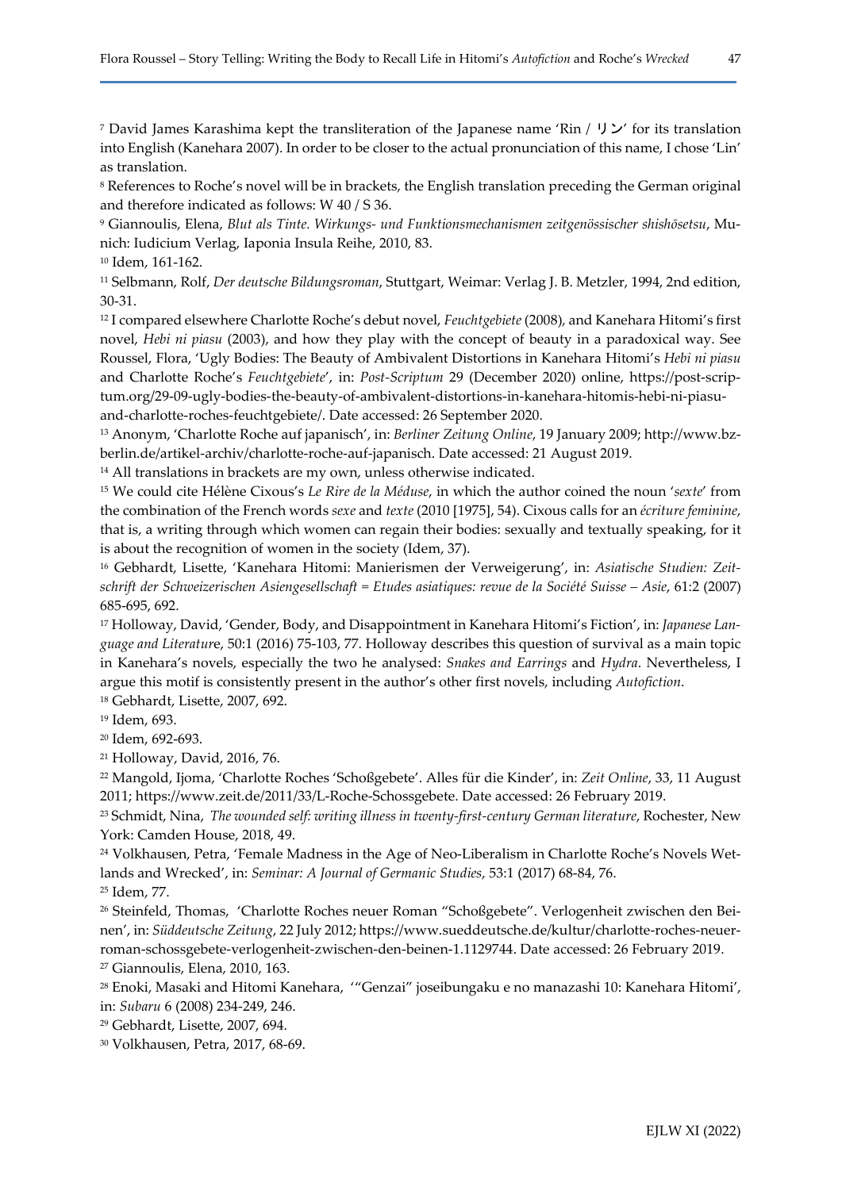[7] David James Karashima kept the transliteration of the Japanese name 'Rin / リン' for its translation into English (Kanehara 2007). In order to be closer to the actual pronunciation of this name, I chose 'Lin' as translation.

[8] References to Roche's novel will be in brackets, the English translation preceding the German original and therefore indicated as follows: W 40 / S 36.

[9] Giannoulis, Elena, *Blut als Tinte. Wirkungs- und Funktionsmechanismen zeitgenössischer shishōsetsu*, Munich: Iudicium Verlag, Iaponia Insula Reihe, 2010, 83.

[10] Idem, 161-162.

[11] Selbmann, Rolf, *Der deutsche Bildungsroman*, Stuttgart, Weimar: Verlag J. B. Metzler, 1994, 2nd edition, 30-31.

[12] I compared elsewhere Charlotte Roche's debut novel, *Feuchtgebiete* (2008), and Kanehara Hitomi's first novel, *Hebi ni piasu* (2003), and how they play with the concept of beauty in a paradoxical way. See Roussel, Flora, 'Ugly Bodies: The Beauty of Ambivalent Distortions in Kanehara Hitomi's *Hebi ni piasu* and Charlotte Roche's *Feuchtgebiete*', in: *Post-Scriptum* 29 (December 2020) online, https://post-scriptum.org/29-09-ugly-bodies-the-beauty-of-ambivalent-distortions-in-kanehara-hitomis-hebi-ni-piasu-and-charlotte-roches-feuchtgebiete/. Date accessed: 26 September 2020.

[13] Anonym, 'Charlotte Roche auf japanisch', in: *Berliner Zeitung Online*, 19 January 2009; http://www.bz-berlin.de/artikel-archiv/charlotte-roche-auf-japanisch. Date accessed: 21 August 2019.

[14] All translations in brackets are my own, unless otherwise indicated.

[15] We could cite Hélène Cixous's *Le Rire de la Méduse*, in which the author coined the noun '*sexte*' from the combination of the French words *sexe* and *texte* (2010 [1975], 54). Cixous calls for an *écriture feminine*, that is, a writing through which women can regain their bodies: sexually and textually speaking, for it is about the recognition of women in the society (Idem, 37).

[16] Gebhardt, Lisette, 'Kanehara Hitomi: Manierismen der Verweigerung', in: *Asiatische Studien: Zeitschrift der Schweizerischen Asiengesellschaft = Etudes asiatiques: revue de la Société Suisse – Asie*, 61:2 (2007) 685-695, 692.

[17] Holloway, David, 'Gender, Body, and Disappointment in Kanehara Hitomi's Fiction', in: *Japanese Language and Literature*, 50:1 (2016) 75-103, 77. Holloway describes this question of survival as a main topic in Kanehara's novels, especially the two he analysed: *Snakes and Earrings* and *Hydra*. Nevertheless, I argue this motif is consistently present in the author's other first novels, including *Autofiction*.

[18] Gebhardt, Lisette, 2007, 692.

[19] Idem, 693.

[20] Idem, 692-693.

[21] Holloway, David, 2016, 76.

[22] Mangold, Ijoma, 'Charlotte Roches 'Schoßgebete'. Alles für die Kinder', in: *Zeit Online*, 33, 11 August 2011; https://www.zeit.de/2011/33/L-Roche-Schossgebete. Date accessed: 26 February 2019.

[23] Schmidt, Nina, *The wounded self: writing illness in twenty-first-century German literature*, Rochester, New York: Camden House, 2018, 49.

[24] Volkhausen, Petra, 'Female Madness in the Age of Neo-Liberalism in Charlotte Roche's Novels Wetlands and Wrecked', in: *Seminar: A Journal of Germanic Studies*, 53:1 (2017) 68-84, 76.

[25] Idem, 77.

[26] Steinfeld, Thomas, 'Charlotte Roches neuer Roman "Schoßgebete". Verlogenheit zwischen den Beinen', in: *Süddeutsche Zeitung*, 22 July 2012; https://www.sueddeutsche.de/kultur/charlotte-roches-neuer-roman-schossgebete-verlogenheit-zwischen-den-beinen-1.1129744. Date accessed: 26 February 2019.

[27] Giannoulis, Elena, 2010, 163.

[28] Enoki, Masaki and Hitomi Kanehara, '"Genzai" joseibungaku e no manazashi 10: Kanehara Hitomi', in: *Subaru* 6 (2008) 234-249, 246.

[29] Gebhardt, Lisette, 2007, 694.

[30] Volkhausen, Petra, 2017, 68-69.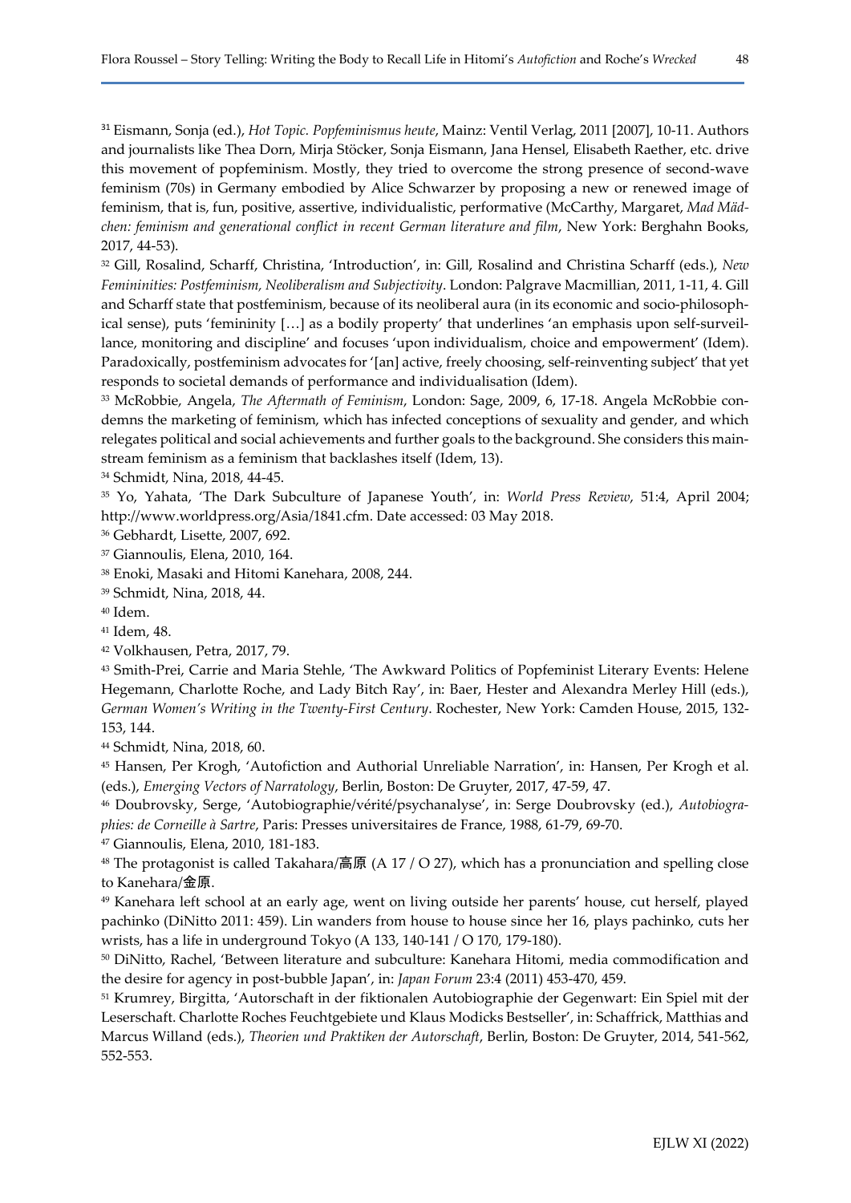[31] Eismann, Sonja (ed.), *Hot Topic. Popfeminismus heute*, Mainz: Ventil Verlag, 2011 [2007], 10-11. Authors and journalists like Thea Dorn, Mirja Stöcker, Sonja Eismann, Jana Hensel, Elisabeth Raether, etc. drive this movement of popfeminism. Mostly, they tried to overcome the strong presence of second-wave feminism (70s) in Germany embodied by Alice Schwarzer by proposing a new or renewed image of feminism, that is, fun, positive, assertive, individualistic, performative (McCarthy, Margaret, *Mad Mädchen: feminism and generational conflict in recent German literature and film*, New York: Berghahn Books, 2017, 44-53).

[32] Gill, Rosalind, Scharff, Christina, 'Introduction', in: Gill, Rosalind and Christina Scharff (eds.), *New Femininities: Postfeminism, Neoliberalism and Subjectivity*. London: Palgrave Macmillian, 2011, 1-11, 4. Gill and Scharff state that postfeminism, because of its neoliberal aura (in its economic and socio-philosophical sense), puts 'femininity […] as a bodily property' that underlines 'an emphasis upon self-surveillance, monitoring and discipline' and focuses 'upon individualism, choice and empowerment' (Idem). Paradoxically, postfeminism advocates for '[an] active, freely choosing, self-reinventing subject' that yet responds to societal demands of performance and individualisation (Idem).

[33] McRobbie, Angela, *The Aftermath of Feminism*, London: Sage, 2009, 6, 17-18. Angela McRobbie condemns the marketing of feminism, which has infected conceptions of sexuality and gender, and which relegates political and social achievements and further goals to the background. She considers this mainstream feminism as a feminism that backlashes itself (Idem, 13).

[34] Schmidt, Nina, 2018, 44-45.

[35] Yo, Yahata, 'The Dark Subculture of Japanese Youth', in: *World Press Review*, 51:4, April 2004; http://www.worldpress.org/Asia/1841.cfm. Date accessed: 03 May 2018.

[36] Gebhardt, Lisette, 2007, 692.

[37] Giannoulis, Elena, 2010, 164.

[38] Enoki, Masaki and Hitomi Kanehara, 2008, 244.

[39] Schmidt, Nina, 2018, 44.

[40] Idem.

[41] Idem, 48.

[42] Volkhausen, Petra, 2017, 79.

[43] Smith-Prei, Carrie and Maria Stehle, 'The Awkward Politics of Popfeminist Literary Events: Helene Hegemann, Charlotte Roche, and Lady Bitch Ray', in: Baer, Hester and Alexandra Merley Hill (eds.), *German Women's Writing in the Twenty-First Century*. Rochester, New York: Camden House, 2015, 132-153, 144.

[44] Schmidt, Nina, 2018, 60.

[45] Hansen, Per Krogh, 'Autofiction and Authorial Unreliable Narration', in: Hansen, Per Krogh et al. (eds.), *Emerging Vectors of Narratology*, Berlin, Boston: De Gruyter, 2017, 47-59, 47.

[46] Doubrovsky, Serge, 'Autobiographie/vérité/psychanalyse', in: Serge Doubrovsky (ed.), *Autobiographies: de Corneille à Sartre*, Paris: Presses universitaires de France, 1988, 61-79, 69-70.

[47] Giannoulis, Elena, 2010, 181-183.

[48] The protagonist is called Takahara/高原 (A 17 / O 27), which has a pronunciation and spelling close to Kanehara/金原.

[49] Kanehara left school at an early age, went on living outside her parents' house, cut herself, played pachinko (DiNitto 2011: 459). Lin wanders from house to house since her 16, plays pachinko, cuts her wrists, has a life in underground Tokyo (A 133, 140-141 / O 170, 179-180).

[50] DiNitto, Rachel, 'Between literature and subculture: Kanehara Hitomi, media commodification and the desire for agency in post-bubble Japan', in: *Japan Forum* 23:4 (2011) 453-470, 459.

[51] Krumrey, Birgitta, 'Autorschaft in der fiktionalen Autobiographie der Gegenwart: Ein Spiel mit der Leserschaft. Charlotte Roches Feuchtgebiete und Klaus Modicks Bestseller', in: Schaffrick, Matthias and Marcus Willand (eds.), *Theorien und Praktiken der Autorschaft*, Berlin, Boston: De Gruyter, 2014, 541-562, 552-553.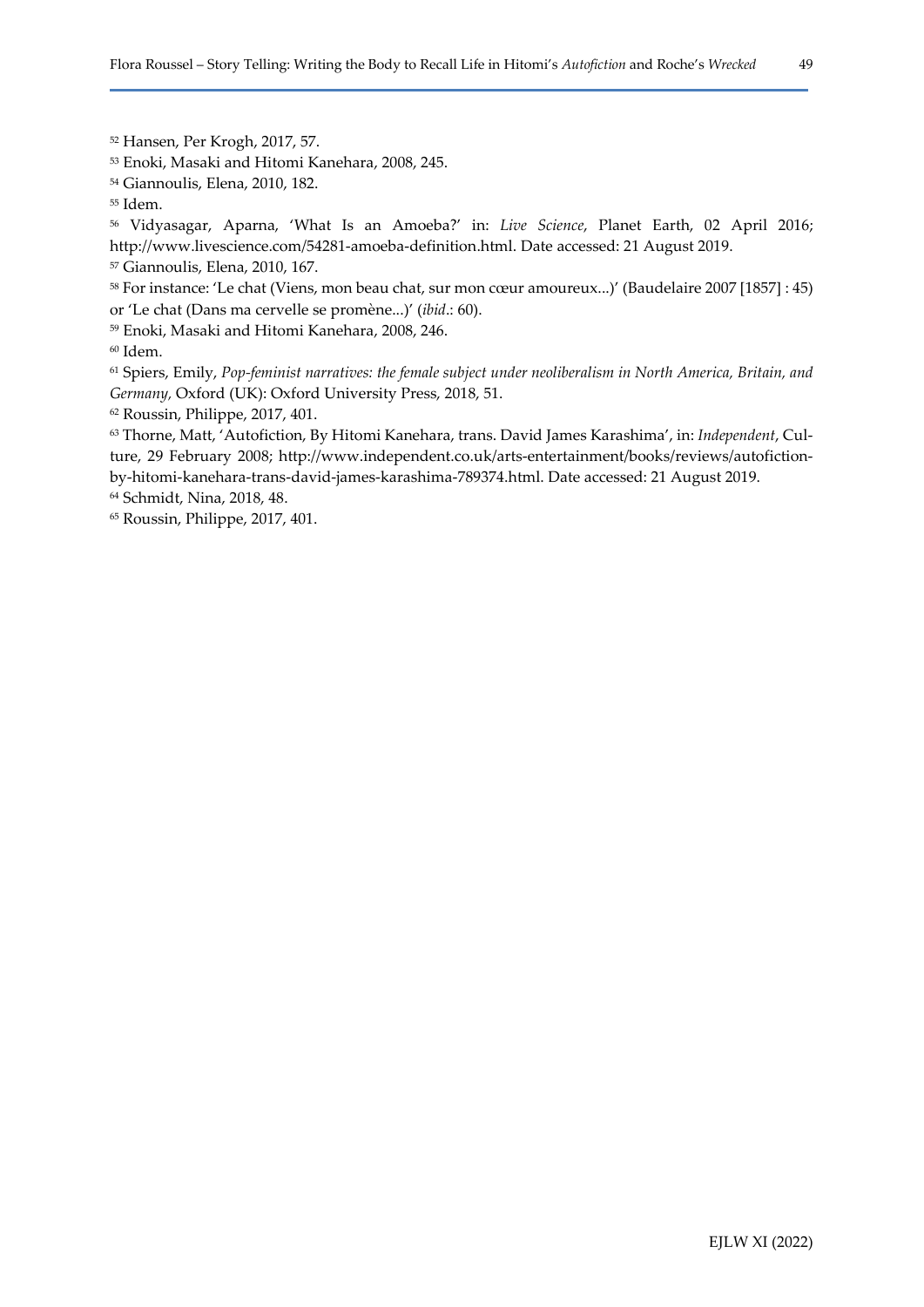[52] Hansen, Per Krogh, 2017, 57.

[53] Enoki, Masaki and Hitomi Kanehara, 2008, 245.

[54] Giannoulis, Elena, 2010, 182.

[55] Idem.

[56] Vidyasagar, Aparna, 'What Is an Amoeba?' in: *Live Science*, Planet Earth, 02 April 2016; http://www.livescience.com/54281-amoeba-definition.html. Date accessed: 21 August 2019.

[57] Giannoulis, Elena, 2010, 167.

[58] For instance: 'Le chat (Viens, mon beau chat, sur mon cœur amoureux...)' (Baudelaire 2007 [1857] : 45) or 'Le chat (Dans ma cervelle se promène...)' (*ibid*.: 60).

[59] Enoki, Masaki and Hitomi Kanehara, 2008, 246.

[60] Idem.

[61] Spiers, Emily, *Pop-feminist narratives: the female subject under neoliberalism in North America, Britain, and Germany*, Oxford (UK): Oxford University Press, 2018, 51.

[62] Roussin, Philippe, 2017, 401.

[63] Thorne, Matt, 'Autofiction, By Hitomi Kanehara, trans. David James Karashima', in: *Independent*, Culture, 29 February 2008; http://www.independent.co.uk/arts-entertainment/books/reviews/autofiction-by-hitomi-kanehara-trans-david-james-karashima-789374.html. Date accessed: 21 August 2019.

[64] Schmidt, Nina, 2018, 48.

[65] Roussin, Philippe, 2017, 401.